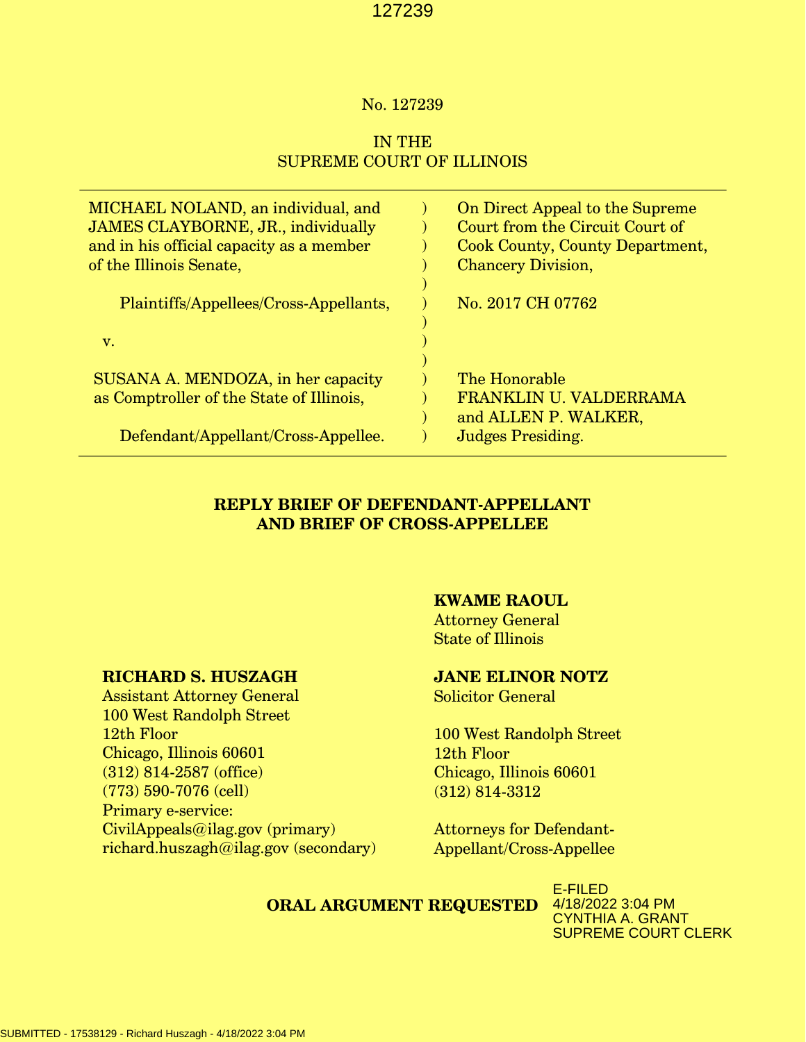No. 127239

IN THE
SUPREME COURT OF ILLINOIS

| | | |
|---|---|---|
| MICHAEL NOLAND, an individual, and JAMES CLAYBORNE, JR., individually and in his official capacity as a member of the Illinois Senate, | ) | On Direct Appeal to the Supreme Court from the Circuit Court of Cook County, County Department, Chancery Division, |
| Plaintiffs/Appellees/Cross-Appellants, | ) | No. 2017 CH 07762 |
| v. | ) | |
| SUSANA A. MENDOZA, in her capacity as Comptroller of the State of Illinois, | ) | The Honorable FRANKLIN U. VALDERRAMA and ALLEN P. WALKER, Judges Presiding. |
| Defendant/Appellant/Cross-Appellee. | ) | |

**REPLY BRIEF OF DEFENDANT-APPELLANT AND BRIEF OF CROSS-APPELLEE**

**KWAME RAOUL**
Attorney General
State of Illinois

**JANE ELINOR NOTZ**
Solicitor General

100 West Randolph Street
12th Floor
Chicago, Illinois 60601
(312) 814-3312

Attorneys for Defendant-Appellant/Cross-Appellee

**RICHARD S. HUSZAGH**
Assistant Attorney General
100 West Randolph Street
12th Floor
Chicago, Illinois 60601
(312) 814-2587 (office)
(773) 590-7076 (cell)
Primary e-service:
CivilAppeals@ilag.gov (primary)
richard.huszagh@ilag.gov (secondary)

**ORAL ARGUMENT REQUESTED**

E-FILED
4/18/2022 3:04 PM
CYNTHIA A. GRANT
SUPREME COURT CLERK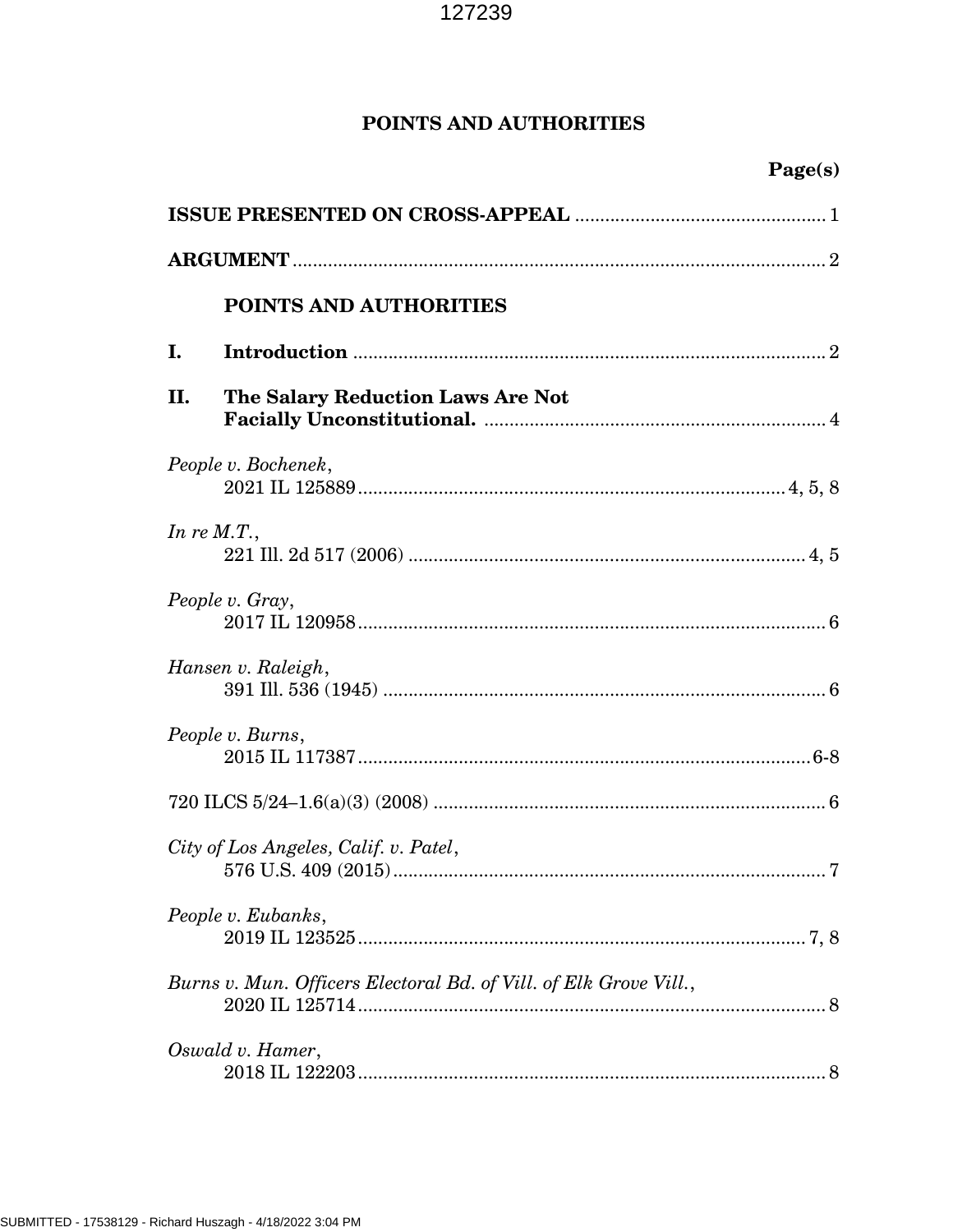# POINTS AND AUTHORITIES

**Page(s)**

**ISSUE PRESENTED ON CROSS-APPEAL** .................................................. 1

**ARGUMENT** ......................................................................................................... 2

**POINTS AND AUTHORITIES**

**I. Introduction** ............................................................................................. 2

**II. The Salary Reduction Laws Are Not Facially Unconstitutional.** .................................................................... 4

*People v. Bochenek*,
2021 IL 125889 ..................................................................................... 4, 5, 8

*In re M.T.*,
221 Ill. 2d 517 (2006) ............................................................................... 4, 5

*People v. Gray*,
2017 IL 120958 ............................................................................................. 6

*Hansen v. Raleigh*,
391 Ill. 536 (1945) ....................................................................................... 6

*People v. Burns*,
2015 IL 117387 .......................................................................................... 6-8

720 ILCS 5/24–1.6(a)(3) (2008) ............................................................................. 6

*City of Los Angeles, Calif. v. Patel*,
576 U.S. 409 (2015) ...................................................................................... 7

*People v. Eubanks*,
2019 IL 123525 .......................................................................................... 7, 8

*Burns v. Mun. Officers Electoral Bd. of Vill. of Elk Grove Vill.*,
2020 IL 125714 ............................................................................................. 8

*Oswald v. Hamer*,
2018 IL 122203 ............................................................................................. 8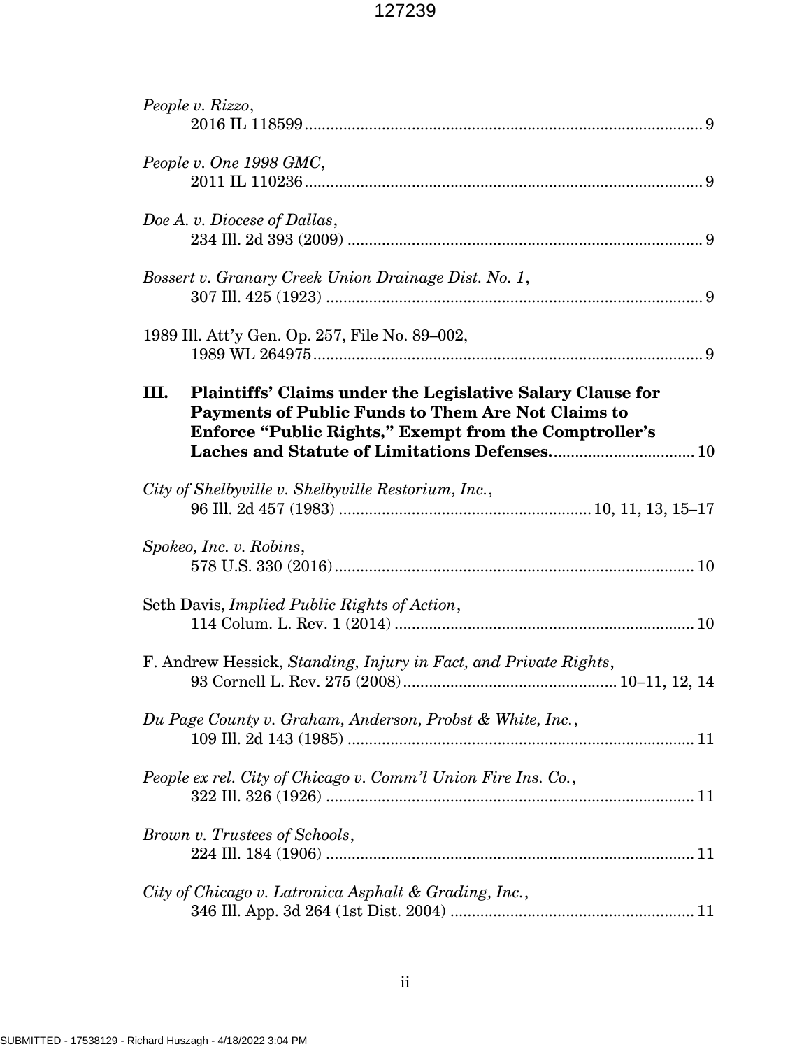*People v. Rizzo*,
2016 IL 118599 ............................................................................................ 9

*People v. One 1998 GMC*,
2011 IL 110236 ............................................................................................ 9

*Doe A. v. Diocese of Dallas*,
234 Ill. 2d 393 (2009) .................................................................................. 9

*Bossert v. Granary Creek Union Drainage Dist. No. 1*,
307 Ill. 425 (1923) ....................................................................................... 9

1989 Ill. Att'y Gen. Op. 257, File No. 89–002,
1989 WL 264975 .......................................................................................... 9

**III. Plaintiffs' Claims under the Legislative Salary Clause for Payments of Public Funds to Them Are Not Claims to Enforce "Public Rights," Exempt from the Comptroller's Laches and Statute of Limitations Defenses.** ................................ 10

*City of Shelbyville v. Shelbyville Restorium, Inc.*,
96 Ill. 2d 457 (1983) ......................................................... 10, 11, 13, 15–17

*Spokeo, Inc. v. Robins*,
578 U.S. 330 (2016) ................................................................................... 10

Seth Davis, *Implied Public Rights of Action*,
114 Colum. L. Rev. 1 (2014) ..................................................................... 10

F. Andrew Hessick, *Standing, Injury in Fact, and Private Rights*,
93 Cornell L. Rev. 275 (2008) ................................................. 10–11, 12, 14

*Du Page County v. Graham, Anderson, Probst & White, Inc.*,
109 Ill. 2d 143 (1985) ................................................................................ 11

*People ex rel. City of Chicago v. Comm'l Union Fire Ins. Co.*,
322 Ill. 326 (1926) ..................................................................................... 11

*Brown v. Trustees of Schools*,
224 Ill. 184 (1906) ..................................................................................... 11

*City of Chicago v. Latronica Asphalt & Grading, Inc.*,
346 Ill. App. 3d 264 (1st Dist. 2004) ........................................................ 11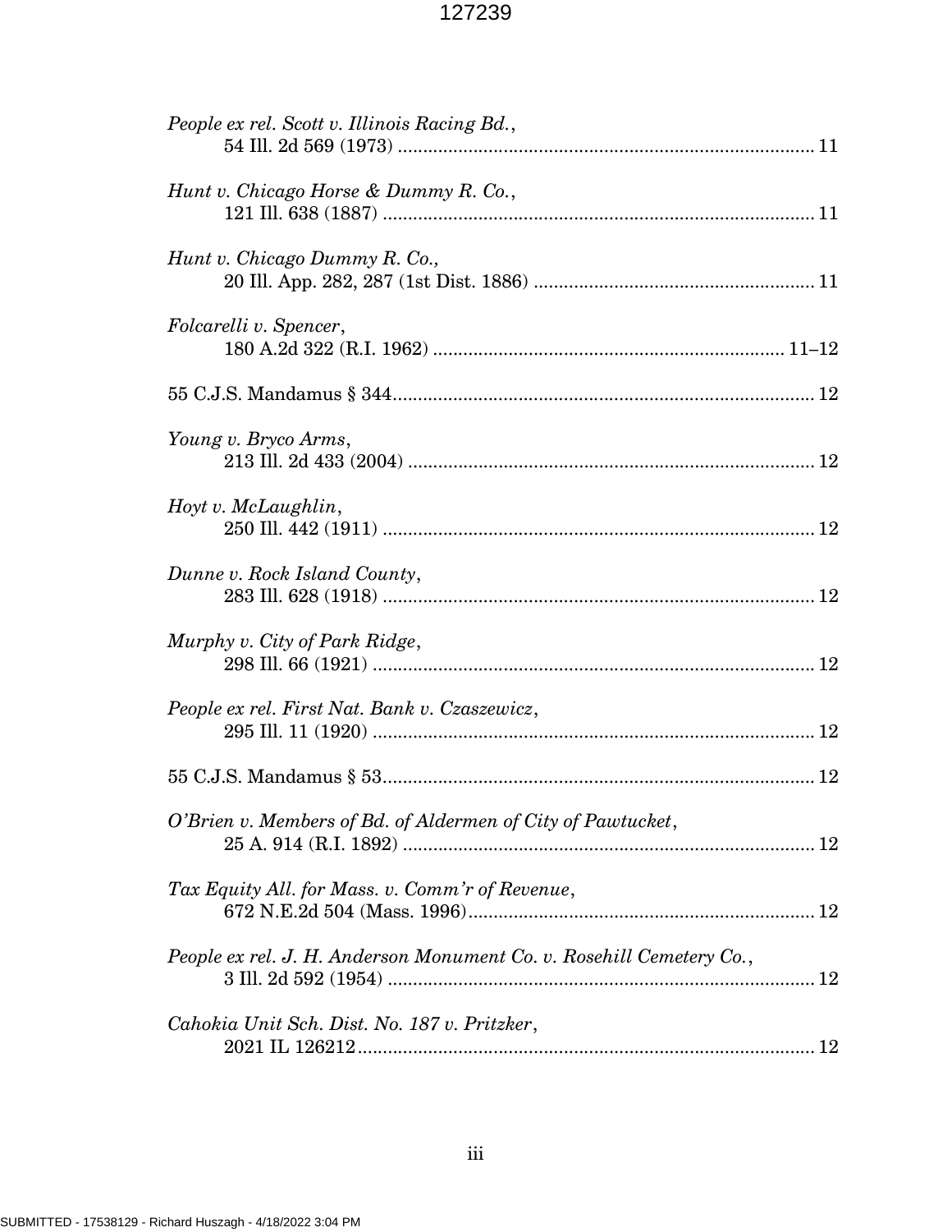*People ex rel. Scott v. Illinois Racing Bd.*,
54 Ill. 2d 569 (1973) .................................................................................. 11

*Hunt v. Chicago Horse & Dummy R. Co.*,
121 Ill. 638 (1887) ..................................................................................... 11

*Hunt v. Chicago Dummy R. Co.,*
20 Ill. App. 282, 287 (1st Dist. 1886) ....................................................... 11

*Folcarelli v. Spencer*,
180 A.2d 322 (R.I. 1962) .................................................................... 11–12

55 C.J.S. Mandamus § 344................................................................................... 12

*Young v. Bryco Arms*,
213 Ill. 2d 433 (2004) ................................................................................ 12

*Hoyt v. McLaughlin*,
250 Ill. 442 (1911) ..................................................................................... 12

*Dunne v. Rock Island County*,
283 Ill. 628 (1918) ..................................................................................... 12

*Murphy v. City of Park Ridge*,
298 Ill. 66 (1921) ....................................................................................... 12

*People ex rel. First Nat. Bank v. Czaszewicz*,
295 Ill. 11 (1920) ....................................................................................... 12

55 C.J.S. Mandamus § 53..................................................................................... 12

*O'Brien v. Members of Bd. of Aldermen of City of Pawtucket*,
25 A. 914 (R.I. 1892) ................................................................................. 12

*Tax Equity All. for Mass. v. Comm'r of Revenue*,
672 N.E.2d 504 (Mass. 1996).................................................................... 12

*People ex rel. J. H. Anderson Monument Co. v. Rosehill Cemetery Co.*,
3 Ill. 2d 592 (1954) .................................................................................... 12

*Cahokia Unit Sch. Dist. No. 187 v. Pritzker*,
2021 IL 126212.......................................................................................... 12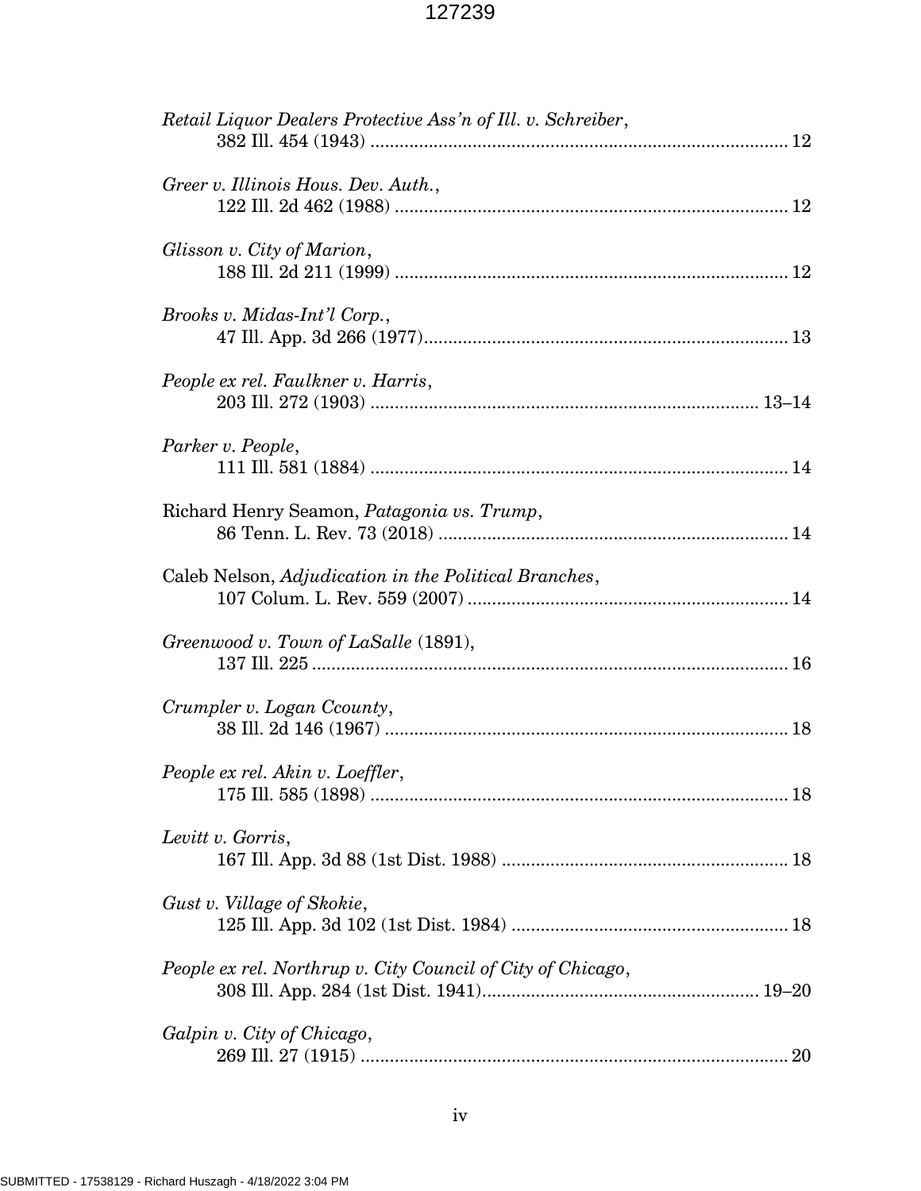*Retail Liquor Dealers Protective Ass'n of Ill. v. Schreiber*,
382 Ill. 454 (1943) ..................................................................................... 12

*Greer v. Illinois Hous. Dev. Auth.*,
122 Ill. 2d 462 (1988) ................................................................................ 12

*Glisson v. City of Marion*,
188 Ill. 2d 211 (1999) ................................................................................ 12

*Brooks v. Midas-Int'l Corp.*,
47 Ill. App. 3d 266 (1977).......................................................................... 13

*People ex rel. Faulkner v. Harris*,
203 Ill. 272 (1903) ............................................................................... 13–14

*Parker v. People*,
111 Ill. 581 (1884) ..................................................................................... 14

Richard Henry Seamon, *Patagonia vs. Trump*,
86 Tenn. L. Rev. 73 (2018) ....................................................................... 14

Caleb Nelson, *Adjudication in the Political Branches*,
107 Colum. L. Rev. 559 (2007) ................................................................. 14

*Greenwood v. Town of LaSalle* (1891),
137 Ill. 225 ................................................................................................. 16

*Crumpler v. Logan Ccounty*,
38 Ill. 2d 146 (1967) .................................................................................. 18

*People ex rel. Akin v. Loeffler*,
175 Ill. 585 (1898) ..................................................................................... 18

*Levitt v. Gorris*,
167 Ill. App. 3d 88 (1st Dist. 1988) .......................................................... 18

*Gust v. Village of Skokie*,
125 Ill. App. 3d 102 (1st Dist. 1984) ........................................................ 18

*People ex rel. Northrup v. City Council of City of Chicago*,
308 Ill. App. 284 (1st Dist. 1941)......................................................... 19–20

*Galpin v. City of Chicago*,
269 Ill. 27 (1915) ....................................................................................... 20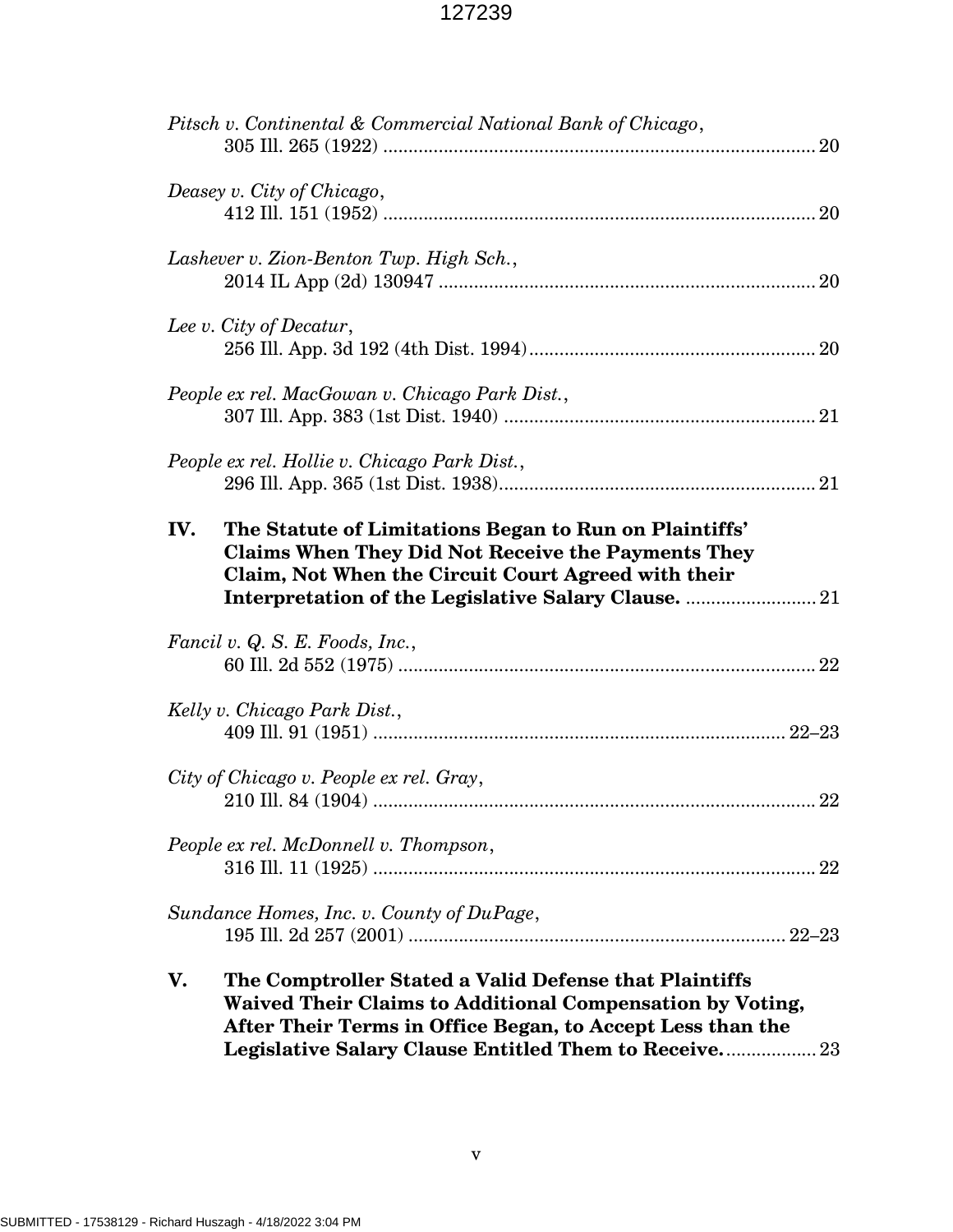*Pitsch v. Continental & Commercial National Bank of Chicago*,
305 Ill. 265 (1922) ........................................................................................ 20

*Deasey v. City of Chicago*,
412 Ill. 151 (1952) ........................................................................................ 20

*Lashever v. Zion-Benton Twp. High Sch.*,
2014 IL App (2d) 130947 ................................................................................ 20

*Lee v. City of Decatur*,
256 Ill. App. 3d 192 (4th Dist. 1994) .............................................................. 20

*People ex rel. MacGowan v. Chicago Park Dist.*,
307 Ill. App. 383 (1st Dist. 1940) ................................................................... 21

*People ex rel. Hollie v. Chicago Park Dist.*,
296 Ill. App. 365 (1st Dist. 1938) ................................................................... 21

**IV. The Statute of Limitations Began to Run on Plaintiffs' Claims When They Did Not Receive the Payments They Claim, Not When the Circuit Court Agreed with their Interpretation of the Legislative Salary Clause.** ............................ 21

*Fancil v. Q. S. E. Foods, Inc.*,
60 Ill. 2d 552 (1975) ...................................................................................... 22

*Kelly v. Chicago Park Dist.*,
409 Ill. 91 (1951) ...................................................................................... 22–23

*City of Chicago v. People ex rel. Gray*,
210 Ill. 84 (1904) ........................................................................................... 22

*People ex rel. McDonnell v. Thompson*,
316 Ill. 11 (1925) ........................................................................................... 22

*Sundance Homes, Inc. v. County of DuPage*,
195 Ill. 2d 257 (2001) ............................................................................... 22–23

**V. The Comptroller Stated a Valid Defense that Plaintiffs Waived Their Claims to Additional Compensation by Voting, After Their Terms in Office Began, to Accept Less than the Legislative Salary Clause Entitled Them to Receive.** .................. 23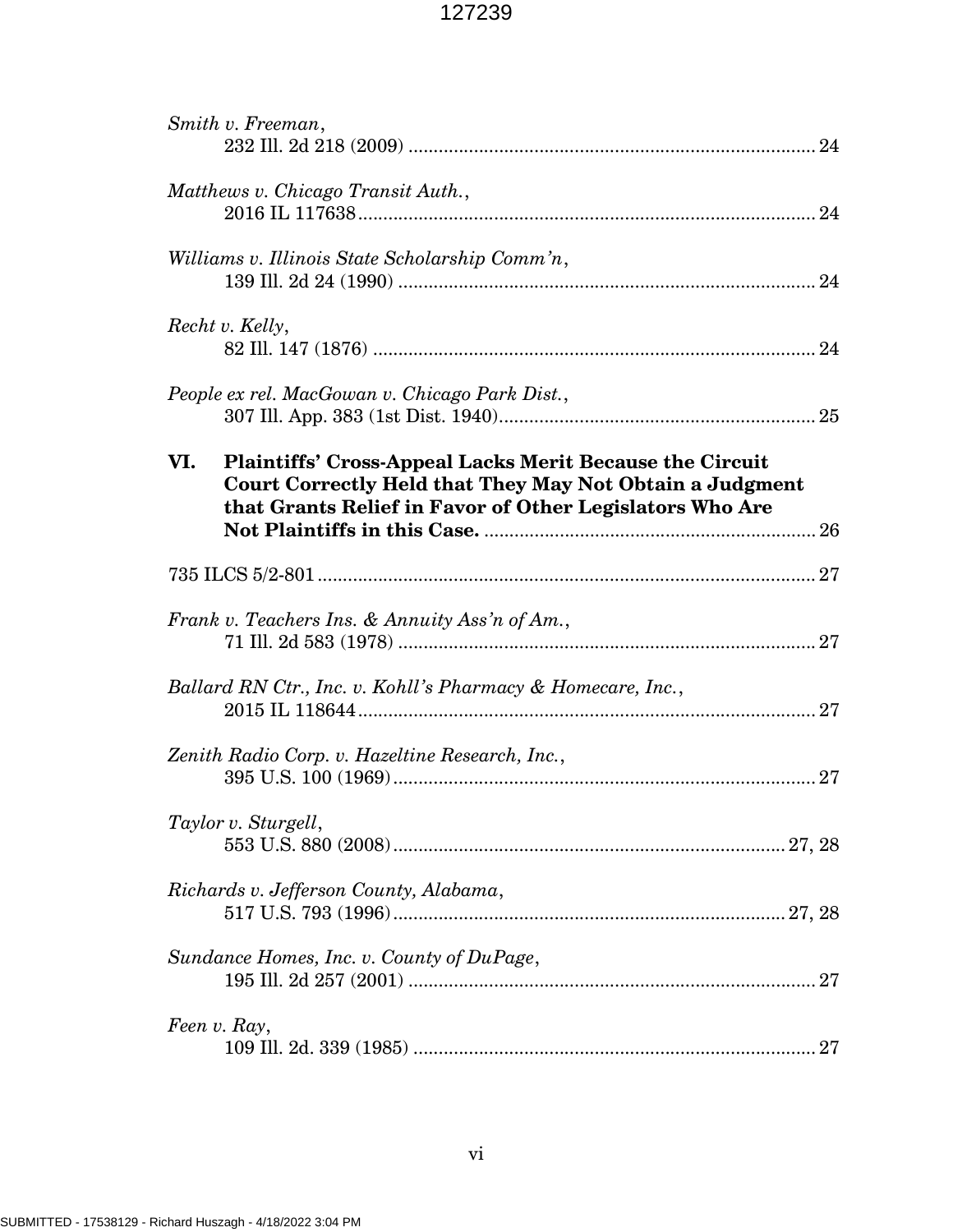*Smith v. Freeman*,
232 Ill. 2d 218 (2009) ........................................................................ 24

*Matthews v. Chicago Transit Auth.*,
2016 IL 117638 ........................................................................ 24

*Williams v. Illinois State Scholarship Comm'n*,
139 Ill. 2d 24 (1990) ........................................................................ 24

*Recht v. Kelly*,
82 Ill. 147 (1876) ........................................................................ 24

*People ex rel. MacGowan v. Chicago Park Dist.*,
307 Ill. App. 383 (1st Dist. 1940) ........................................................................ 25

**VI. Plaintiffs' Cross-Appeal Lacks Merit Because the Circuit Court Correctly Held that They May Not Obtain a Judgment that Grants Relief in Favor of Other Legislators Who Are Not Plaintiffs in this Case.** ........................................................................ 26

735 ILCS 5/2-801 ........................................................................ 27

*Frank v. Teachers Ins. & Annuity Ass'n of Am.*,
71 Ill. 2d 583 (1978) ........................................................................ 27

*Ballard RN Ctr., Inc. v. Kohll's Pharmacy & Homecare, Inc.*,
2015 IL 118644 ........................................................................ 27

*Zenith Radio Corp. v. Hazeltine Research, Inc.*,
395 U.S. 100 (1969) ........................................................................ 27

*Taylor v. Sturgell*,
553 U.S. 880 (2008) ........................................................................ 27, 28

*Richards v. Jefferson County, Alabama*,
517 U.S. 793 (1996) ........................................................................ 27, 28

*Sundance Homes, Inc. v. County of DuPage*,
195 Ill. 2d 257 (2001) ........................................................................ 27

*Feen v. Ray*,
109 Ill. 2d. 339 (1985) ........................................................................ 27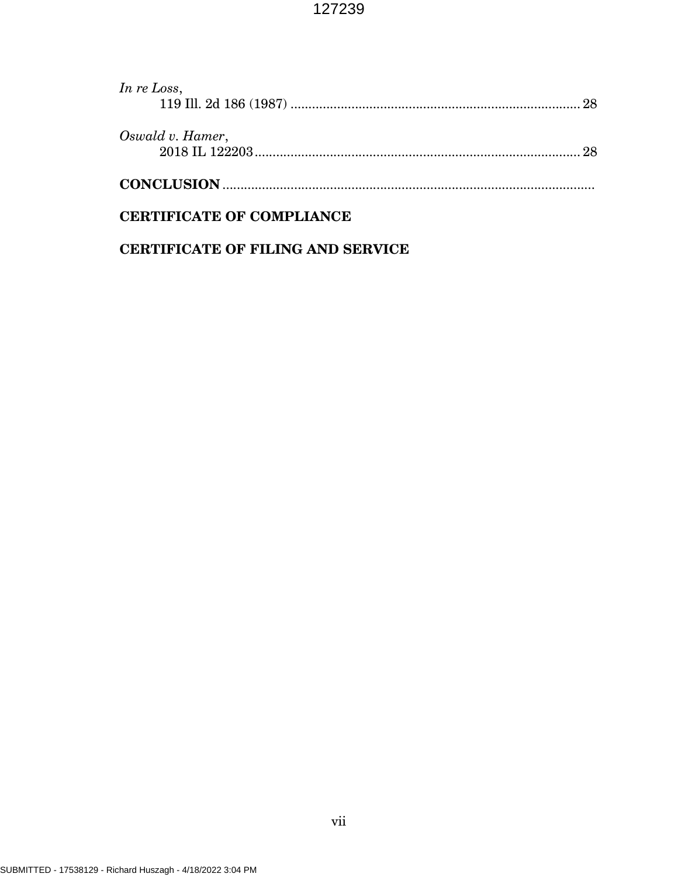*In re Loss*,
119 Ill. 2d 186 (1987) ................................................................................ 28

*Oswald v. Hamer*,
2018 IL 122203......................................................................................... 28

**CONCLUSION** ......................................................................................................

**CERTIFICATE OF COMPLIANCE**

**CERTIFICATE OF FILING AND SERVICE**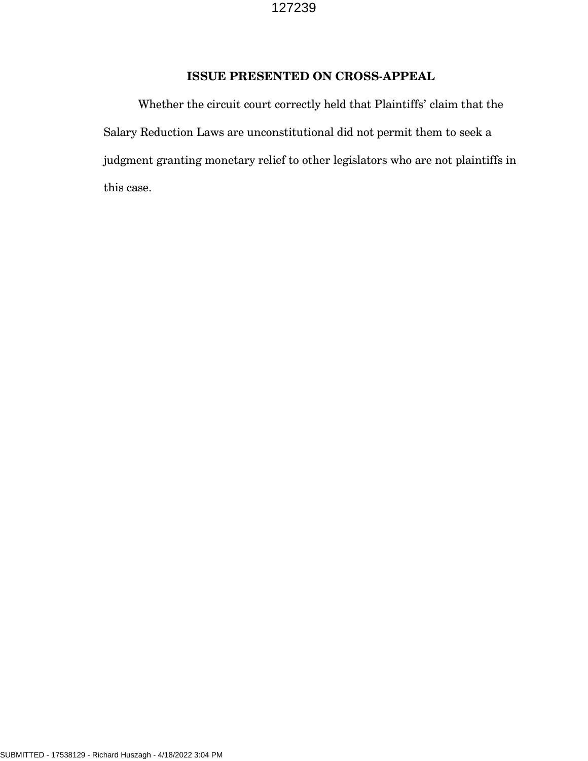## ISSUE PRESENTED ON CROSS-APPEAL

Whether the circuit court correctly held that Plaintiffs' claim that the Salary Reduction Laws are unconstitutional did not permit them to seek a judgment granting monetary relief to other legislators who are not plaintiffs in this case.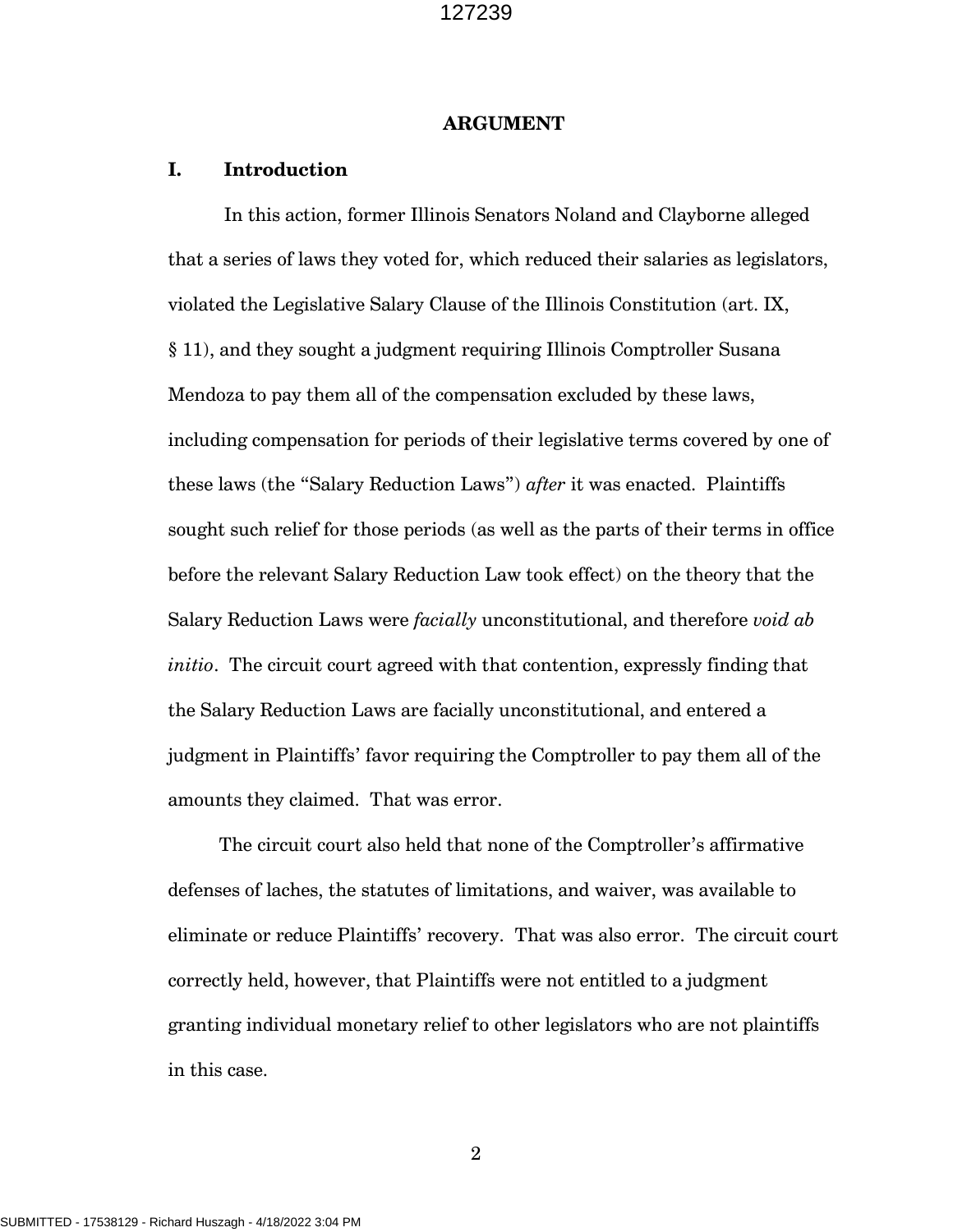## ARGUMENT

### I. Introduction

In this action, former Illinois Senators Noland and Clayborne alleged that a series of laws they voted for, which reduced their salaries as legislators, violated the Legislative Salary Clause of the Illinois Constitution (art. IX, § 11), and they sought a judgment requiring Illinois Comptroller Susana Mendoza to pay them all of the compensation excluded by these laws, including compensation for periods of their legislative terms covered by one of these laws (the "Salary Reduction Laws") *after* it was enacted. Plaintiffs sought such relief for those periods (as well as the parts of their terms in office before the relevant Salary Reduction Law took effect) on the theory that the Salary Reduction Laws were *facially* unconstitutional, and therefore *void ab initio*. The circuit court agreed with that contention, expressly finding that the Salary Reduction Laws are facially unconstitutional, and entered a judgment in Plaintiffs' favor requiring the Comptroller to pay them all of the amounts they claimed. That was error.

The circuit court also held that none of the Comptroller's affirmative defenses of laches, the statutes of limitations, and waiver, was available to eliminate or reduce Plaintiffs' recovery. That was also error. The circuit court correctly held, however, that Plaintiffs were not entitled to a judgment granting individual monetary relief to other legislators who are not plaintiffs in this case.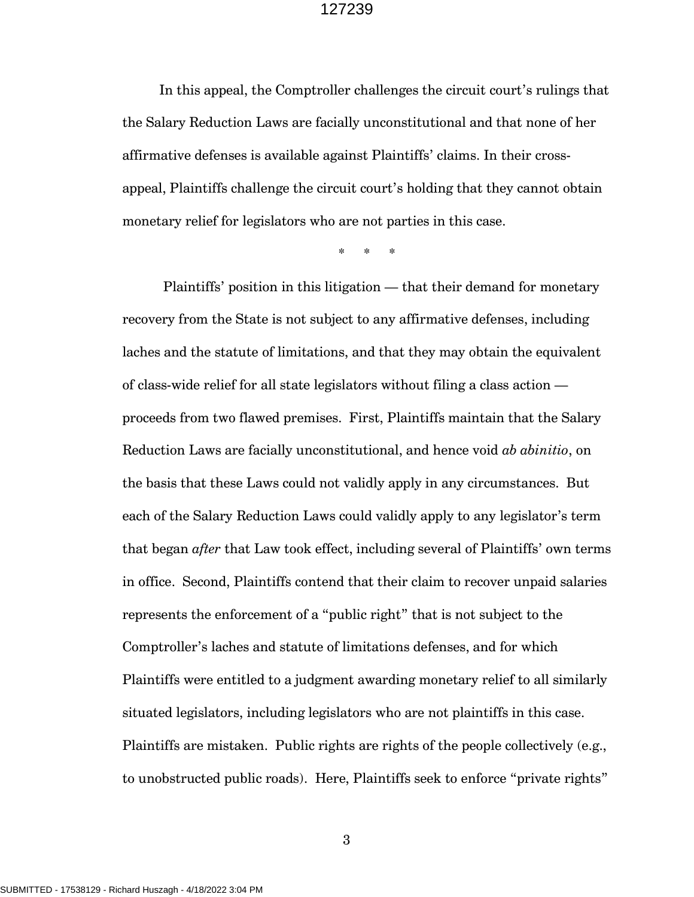In this appeal, the Comptroller challenges the circuit court's rulings that the Salary Reduction Laws are facially unconstitutional and that none of her affirmative defenses is available against Plaintiffs' claims. In their cross-appeal, Plaintiffs challenge the circuit court's holding that they cannot obtain monetary relief for legislators who are not parties in this case.

\* \* \*

Plaintiffs' position in this litigation — that their demand for monetary recovery from the State is not subject to any affirmative defenses, including laches and the statute of limitations, and that they may obtain the equivalent of class-wide relief for all state legislators without filing a class action — proceeds from two flawed premises. First, Plaintiffs maintain that the Salary Reduction Laws are facially unconstitutional, and hence void *ab abinitio*, on the basis that these Laws could not validly apply in any circumstances. But each of the Salary Reduction Laws could validly apply to any legislator's term that began *after* that Law took effect, including several of Plaintiffs' own terms in office. Second, Plaintiffs contend that their claim to recover unpaid salaries represents the enforcement of a "public right" that is not subject to the Comptroller's laches and statute of limitations defenses, and for which Plaintiffs were entitled to a judgment awarding monetary relief to all similarly situated legislators, including legislators who are not plaintiffs in this case. Plaintiffs are mistaken. Public rights are rights of the people collectively (e.g., to unobstructed public roads). Here, Plaintiffs seek to enforce "private rights"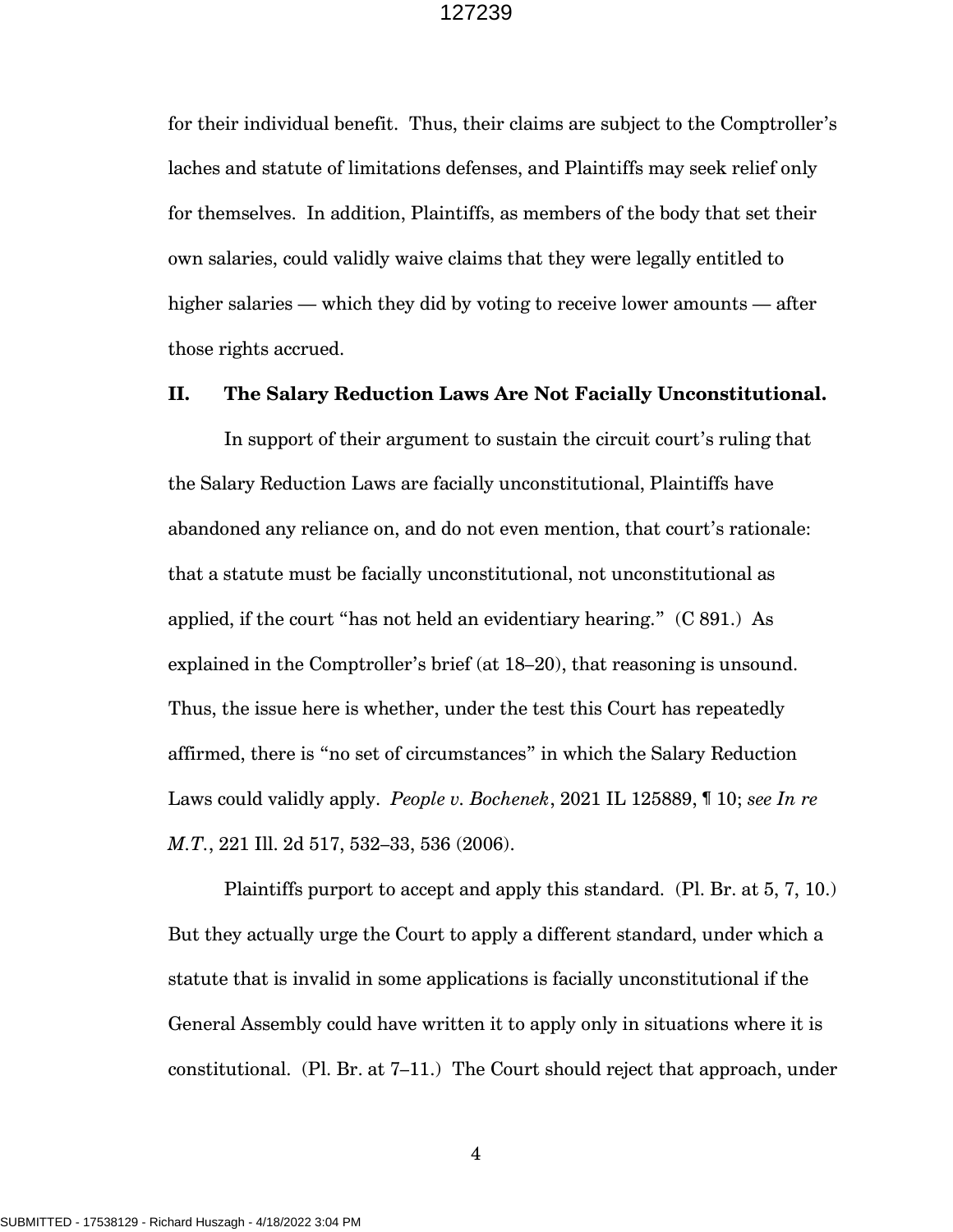for their individual benefit. Thus, their claims are subject to the Comptroller's laches and statute of limitations defenses, and Plaintiffs may seek relief only for themselves. In addition, Plaintiffs, as members of the body that set their own salaries, could validly waive claims that they were legally entitled to higher salaries — which they did by voting to receive lower amounts — after those rights accrued.

## II. The Salary Reduction Laws Are Not Facially Unconstitutional.

In support of their argument to sustain the circuit court's ruling that the Salary Reduction Laws are facially unconstitutional, Plaintiffs have abandoned any reliance on, and do not even mention, that court's rationale: that a statute must be facially unconstitutional, not unconstitutional as applied, if the court "has not held an evidentiary hearing." (C 891.) As explained in the Comptroller's brief (at 18–20), that reasoning is unsound. Thus, the issue here is whether, under the test this Court has repeatedly affirmed, there is "no set of circumstances" in which the Salary Reduction Laws could validly apply. *People v. Bochenek*, 2021 IL 125889, ¶ 10; *see In re M.T.*, 221 Ill. 2d 517, 532–33, 536 (2006).

Plaintiffs purport to accept and apply this standard. (Pl. Br. at 5, 7, 10.) But they actually urge the Court to apply a different standard, under which a statute that is invalid in some applications is facially unconstitutional if the General Assembly could have written it to apply only in situations where it is constitutional. (Pl. Br. at 7–11.) The Court should reject that approach, under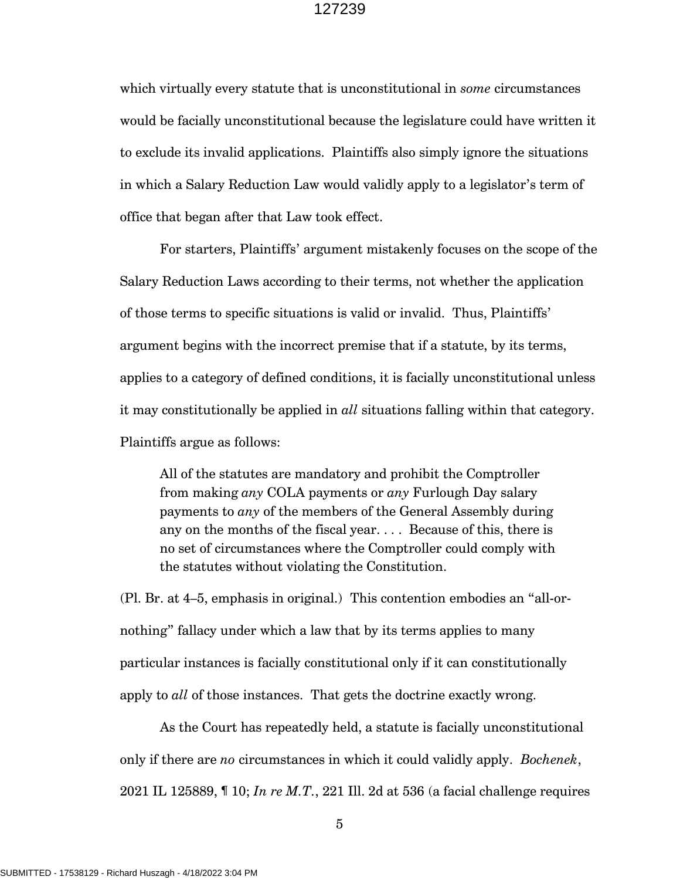which virtually every statute that is unconstitutional in *some* circumstances would be facially unconstitutional because the legislature could have written it to exclude its invalid applications. Plaintiffs also simply ignore the situations in which a Salary Reduction Law would validly apply to a legislator's term of office that began after that Law took effect.

For starters, Plaintiffs' argument mistakenly focuses on the scope of the Salary Reduction Laws according to their terms, not whether the application of those terms to specific situations is valid or invalid. Thus, Plaintiffs' argument begins with the incorrect premise that if a statute, by its terms, applies to a category of defined conditions, it is facially unconstitutional unless it may constitutionally be applied in *all* situations falling within that category. Plaintiffs argue as follows:

> All of the statutes are mandatory and prohibit the Comptroller from making *any* COLA payments or *any* Furlough Day salary payments to *any* of the members of the General Assembly during any on the months of the fiscal year. . . . Because of this, there is no set of circumstances where the Comptroller could comply with the statutes without violating the Constitution.

(Pl. Br. at 4–5, emphasis in original.) This contention embodies an "all-or-nothing" fallacy under which a law that by its terms applies to many particular instances is facially constitutional only if it can constitutionally apply to *all* of those instances. That gets the doctrine exactly wrong.

As the Court has repeatedly held, a statute is facially unconstitutional only if there are *no* circumstances in which it could validly apply. *Bochenek*, 2021 IL 125889, ¶ 10; *In re M.T.*, 221 Ill. 2d at 536 (a facial challenge requires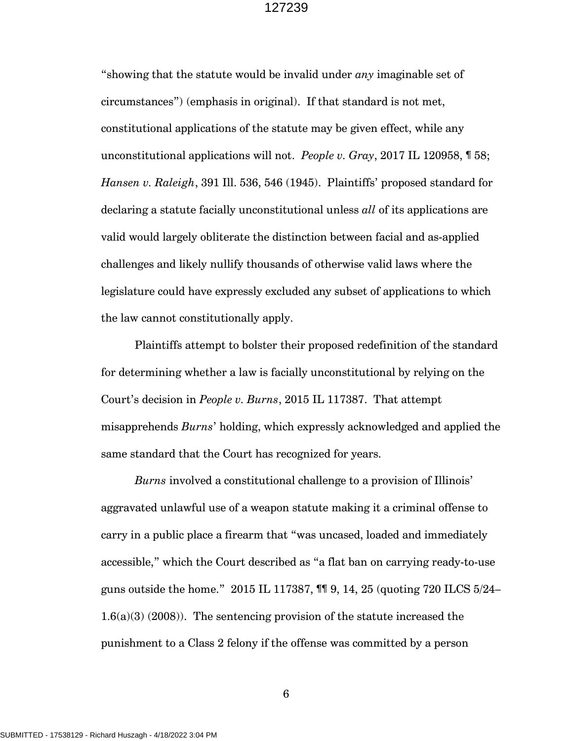"showing that the statute would be invalid under *any* imaginable set of circumstances") (emphasis in original). If that standard is not met, constitutional applications of the statute may be given effect, while any unconstitutional applications will not. *People v. Gray*, 2017 IL 120958, ¶ 58; *Hansen v. Raleigh*, 391 Ill. 536, 546 (1945). Plaintiffs' proposed standard for declaring a statute facially unconstitutional unless *all* of its applications are valid would largely obliterate the distinction between facial and as-applied challenges and likely nullify thousands of otherwise valid laws where the legislature could have expressly excluded any subset of applications to which the law cannot constitutionally apply.

Plaintiffs attempt to bolster their proposed redefinition of the standard for determining whether a law is facially unconstitutional by relying on the Court's decision in *People v. Burns*, 2015 IL 117387. That attempt misapprehends *Burns*' holding, which expressly acknowledged and applied the same standard that the Court has recognized for years.

*Burns* involved a constitutional challenge to a provision of Illinois' aggravated unlawful use of a weapon statute making it a criminal offense to carry in a public place a firearm that "was uncased, loaded and immediately accessible," which the Court described as "a flat ban on carrying ready-to-use guns outside the home." 2015 IL 117387, ¶¶ 9, 14, 25 (quoting 720 ILCS 5/24–1.6(a)(3) (2008)). The sentencing provision of the statute increased the punishment to a Class 2 felony if the offense was committed by a person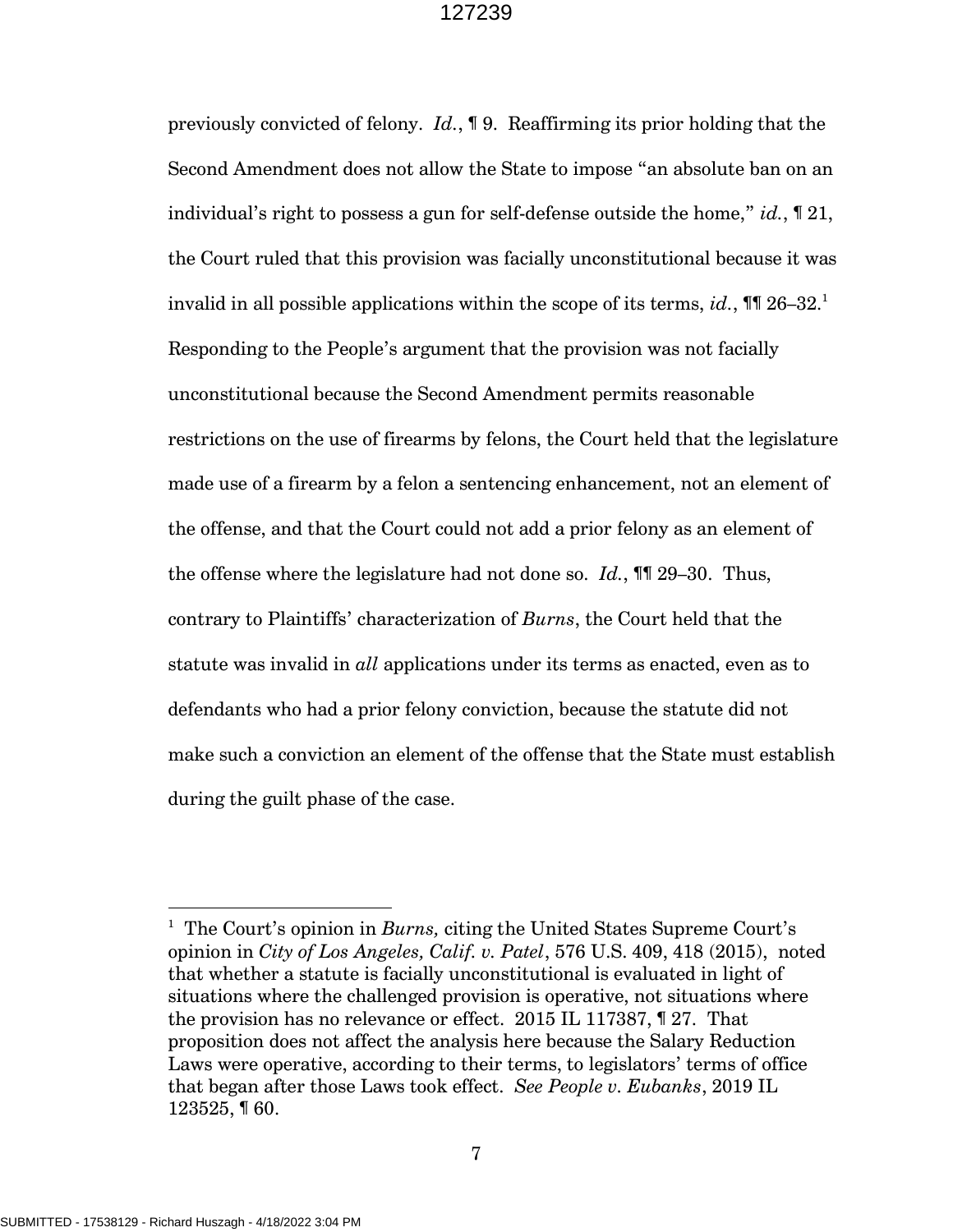previously convicted of felony. *Id.*, ¶ 9. Reaffirming its prior holding that the Second Amendment does not allow the State to impose "an absolute ban on an individual's right to possess a gun for self-defense outside the home," *id.*, ¶ 21, the Court ruled that this provision was facially unconstitutional because it was invalid in all possible applications within the scope of its terms, *id.*, ¶¶ 26–32.[1] Responding to the People's argument that the provision was not facially unconstitutional because the Second Amendment permits reasonable restrictions on the use of firearms by felons, the Court held that the legislature made use of a firearm by a felon a sentencing enhancement, not an element of the offense, and that the Court could not add a prior felony as an element of the offense where the legislature had not done so. *Id.*, ¶¶ 29–30. Thus, contrary to Plaintiffs' characterization of *Burns*, the Court held that the statute was invalid in *all* applications under its terms as enacted, even as to defendants who had a prior felony conviction, because the statute did not make such a conviction an element of the offense that the State must establish during the guilt phase of the case.

---

[1] The Court's opinion in *Burns,* citing the United States Supreme Court's opinion in *City of Los Angeles, Calif. v. Patel*, 576 U.S. 409, 418 (2015), noted that whether a statute is facially unconstitutional is evaluated in light of situations where the challenged provision is operative, not situations where the provision has no relevance or effect. 2015 IL 117387, ¶ 27. That proposition does not affect the analysis here because the Salary Reduction Laws were operative, according to their terms, to legislators' terms of office that began after those Laws took effect. *See People v. Eubanks*, 2019 IL 123525, ¶ 60.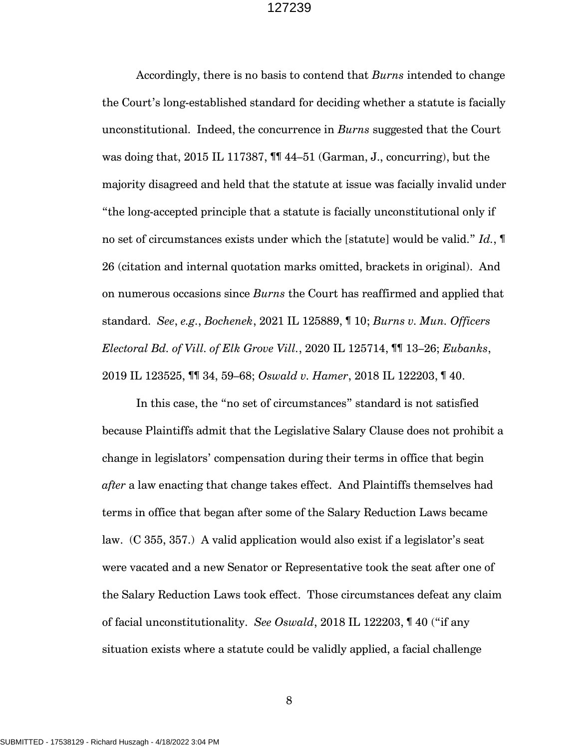Accordingly, there is no basis to contend that *Burns* intended to change the Court's long-established standard for deciding whether a statute is facially unconstitutional. Indeed, the concurrence in *Burns* suggested that the Court was doing that, 2015 IL 117387, ¶¶ 44–51 (Garman, J., concurring), but the majority disagreed and held that the statute at issue was facially invalid under "the long-accepted principle that a statute is facially unconstitutional only if no set of circumstances exists under which the [statute] would be valid." *Id.*, ¶ 26 (citation and internal quotation marks omitted, brackets in original). And on numerous occasions since *Burns* the Court has reaffirmed and applied that standard. *See*, *e.g.*, *Bochenek*, 2021 IL 125889, ¶ 10; *Burns v. Mun. Officers Electoral Bd. of Vill. of Elk Grove Vill.*, 2020 IL 125714, ¶¶ 13–26; *Eubanks*, 2019 IL 123525, ¶¶ 34, 59–68; *Oswald v. Hamer*, 2018 IL 122203, ¶ 40.

In this case, the "no set of circumstances" standard is not satisfied because Plaintiffs admit that the Legislative Salary Clause does not prohibit a change in legislators' compensation during their terms in office that begin *after* a law enacting that change takes effect. And Plaintiffs themselves had terms in office that began after some of the Salary Reduction Laws became law. (C 355, 357.) A valid application would also exist if a legislator's seat were vacated and a new Senator or Representative took the seat after one of the Salary Reduction Laws took effect. Those circumstances defeat any claim of facial unconstitutionality. *See Oswald*, 2018 IL 122203, ¶ 40 ("if any situation exists where a statute could be validly applied, a facial challenge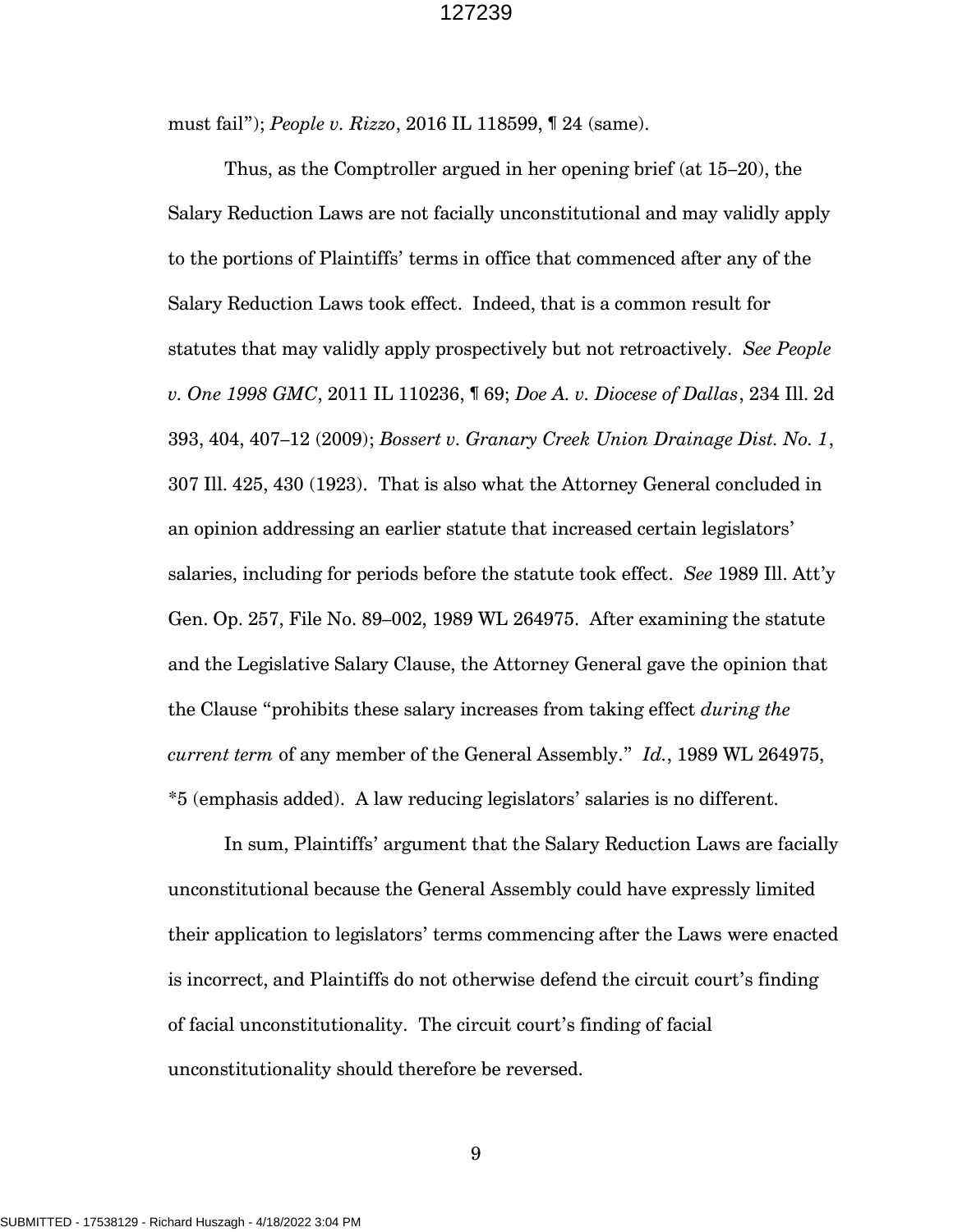must fail"); *People v. Rizzo*, 2016 IL 118599, ¶ 24 (same).

Thus, as the Comptroller argued in her opening brief (at 15–20), the Salary Reduction Laws are not facially unconstitutional and may validly apply to the portions of Plaintiffs' terms in office that commenced after any of the Salary Reduction Laws took effect. Indeed, that is a common result for statutes that may validly apply prospectively but not retroactively. *See People v. One 1998 GMC*, 2011 IL 110236, ¶ 69; *Doe A. v. Diocese of Dallas*, 234 Ill. 2d 393, 404, 407–12 (2009); *Bossert v. Granary Creek Union Drainage Dist. No. 1*, 307 Ill. 425, 430 (1923). That is also what the Attorney General concluded in an opinion addressing an earlier statute that increased certain legislators' salaries, including for periods before the statute took effect. *See* 1989 Ill. Att'y Gen. Op. 257, File No. 89–002, 1989 WL 264975. After examining the statute and the Legislative Salary Clause, the Attorney General gave the opinion that the Clause "prohibits these salary increases from taking effect *during the current term* of any member of the General Assembly." *Id.*, 1989 WL 264975, *5 (emphasis added). A law reducing legislators' salaries is no different.

In sum, Plaintiffs' argument that the Salary Reduction Laws are facially unconstitutional because the General Assembly could have expressly limited their application to legislators' terms commencing after the Laws were enacted is incorrect, and Plaintiffs do not otherwise defend the circuit court's finding of facial unconstitutionality. The circuit court's finding of facial unconstitutionality should therefore be reversed.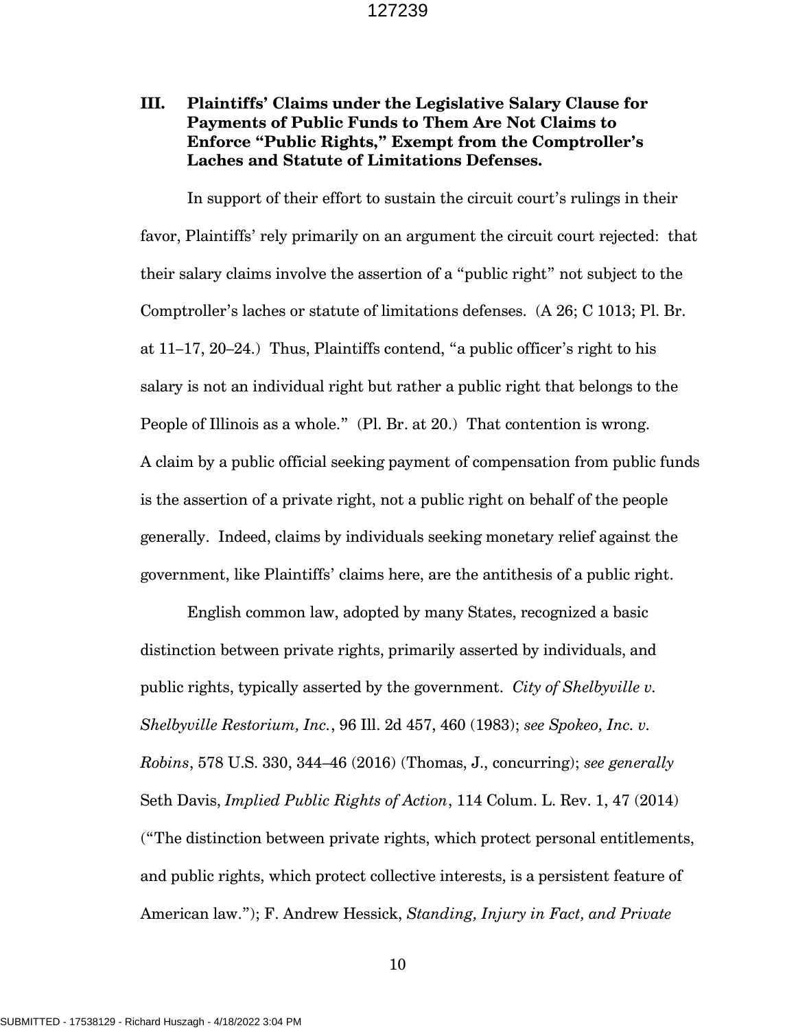## III. Plaintiffs' Claims under the Legislative Salary Clause for Payments of Public Funds to Them Are Not Claims to Enforce "Public Rights," Exempt from the Comptroller's Laches and Statute of Limitations Defenses.

In support of their effort to sustain the circuit court's rulings in their favor, Plaintiffs' rely primarily on an argument the circuit court rejected: that their salary claims involve the assertion of a "public right" not subject to the Comptroller's laches or statute of limitations defenses. (A 26; C 1013; Pl. Br. at 11–17, 20–24.) Thus, Plaintiffs contend, "a public officer's right to his salary is not an individual right but rather a public right that belongs to the People of Illinois as a whole." (Pl. Br. at 20.) That contention is wrong. A claim by a public official seeking payment of compensation from public funds is the assertion of a private right, not a public right on behalf of the people generally. Indeed, claims by individuals seeking monetary relief against the government, like Plaintiffs' claims here, are the antithesis of a public right.

English common law, adopted by many States, recognized a basic distinction between private rights, primarily asserted by individuals, and public rights, typically asserted by the government. *City of Shelbyville v. Shelbyville Restorium, Inc.*, 96 Ill. 2d 457, 460 (1983); *see Spokeo, Inc. v. Robins*, 578 U.S. 330, 344–46 (2016) (Thomas, J., concurring); *see generally* Seth Davis, *Implied Public Rights of Action*, 114 Colum. L. Rev. 1, 47 (2014) ("The distinction between private rights, which protect personal entitlements, and public rights, which protect collective interests, is a persistent feature of American law."); F. Andrew Hessick, *Standing, Injury in Fact, and Private*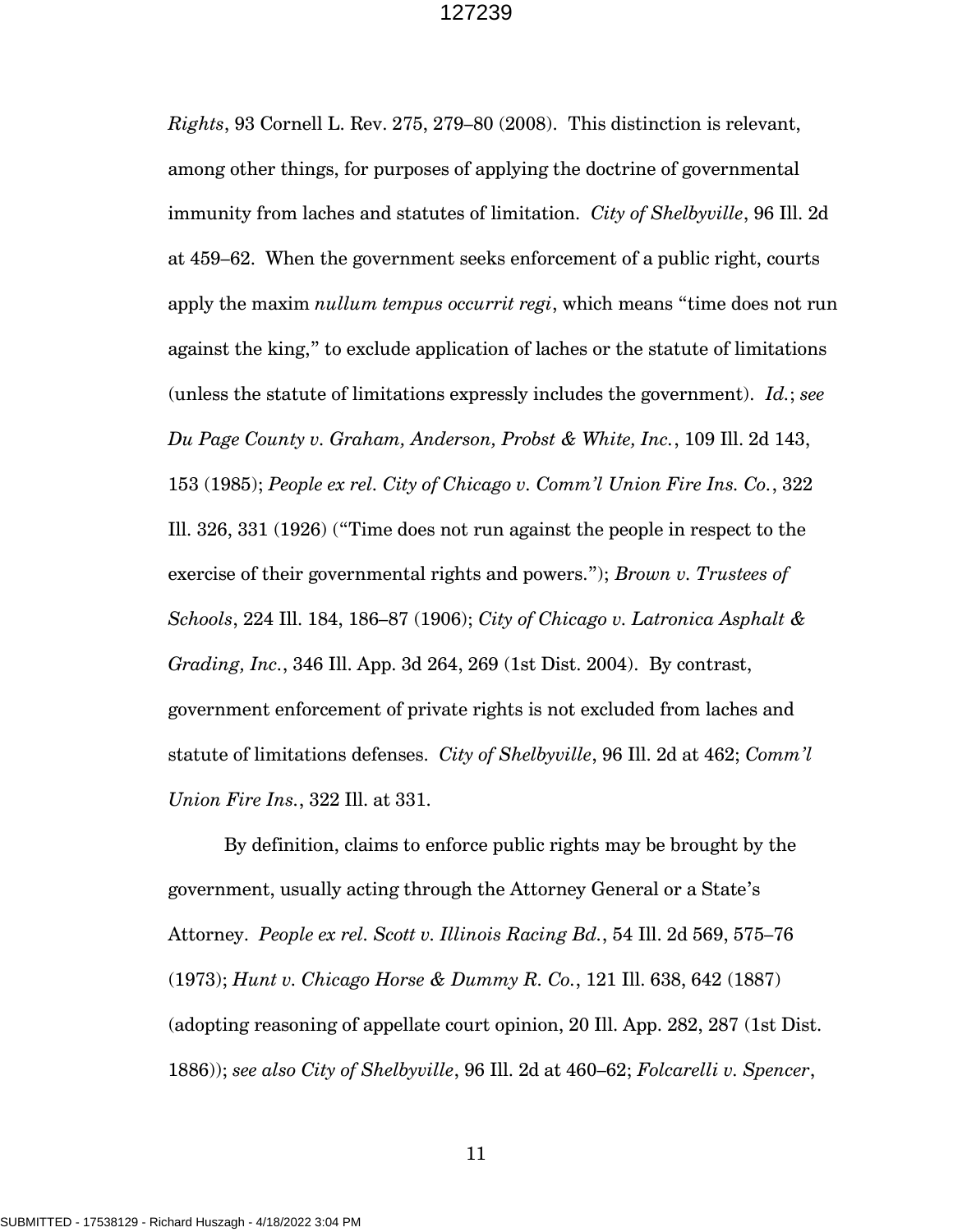*Rights*, 93 Cornell L. Rev. 275, 279–80 (2008). This distinction is relevant, among other things, for purposes of applying the doctrine of governmental immunity from laches and statutes of limitation. *City of Shelbyville*, 96 Ill. 2d at 459–62. When the government seeks enforcement of a public right, courts apply the maxim *nullum tempus occurrit regi*, which means "time does not run against the king," to exclude application of laches or the statute of limitations (unless the statute of limitations expressly includes the government). *Id.*; *see Du Page County v. Graham, Anderson, Probst & White, Inc.*, 109 Ill. 2d 143, 153 (1985); *People ex rel. City of Chicago v. Comm'l Union Fire Ins. Co.*, 322 Ill. 326, 331 (1926) ("Time does not run against the people in respect to the exercise of their governmental rights and powers."); *Brown v. Trustees of Schools*, 224 Ill. 184, 186–87 (1906); *City of Chicago v. Latronica Asphalt & Grading, Inc.*, 346 Ill. App. 3d 264, 269 (1st Dist. 2004). By contrast, government enforcement of private rights is not excluded from laches and statute of limitations defenses. *City of Shelbyville*, 96 Ill. 2d at 462; *Comm'l Union Fire Ins.*, 322 Ill. at 331.

By definition, claims to enforce public rights may be brought by the government, usually acting through the Attorney General or a State's Attorney. *People ex rel. Scott v. Illinois Racing Bd.*, 54 Ill. 2d 569, 575–76 (1973); *Hunt v. Chicago Horse & Dummy R. Co.*, 121 Ill. 638, 642 (1887) (adopting reasoning of appellate court opinion, 20 Ill. App. 282, 287 (1st Dist. 1886)); *see also City of Shelbyville*, 96 Ill. 2d at 460–62; *Folcarelli v. Spencer*,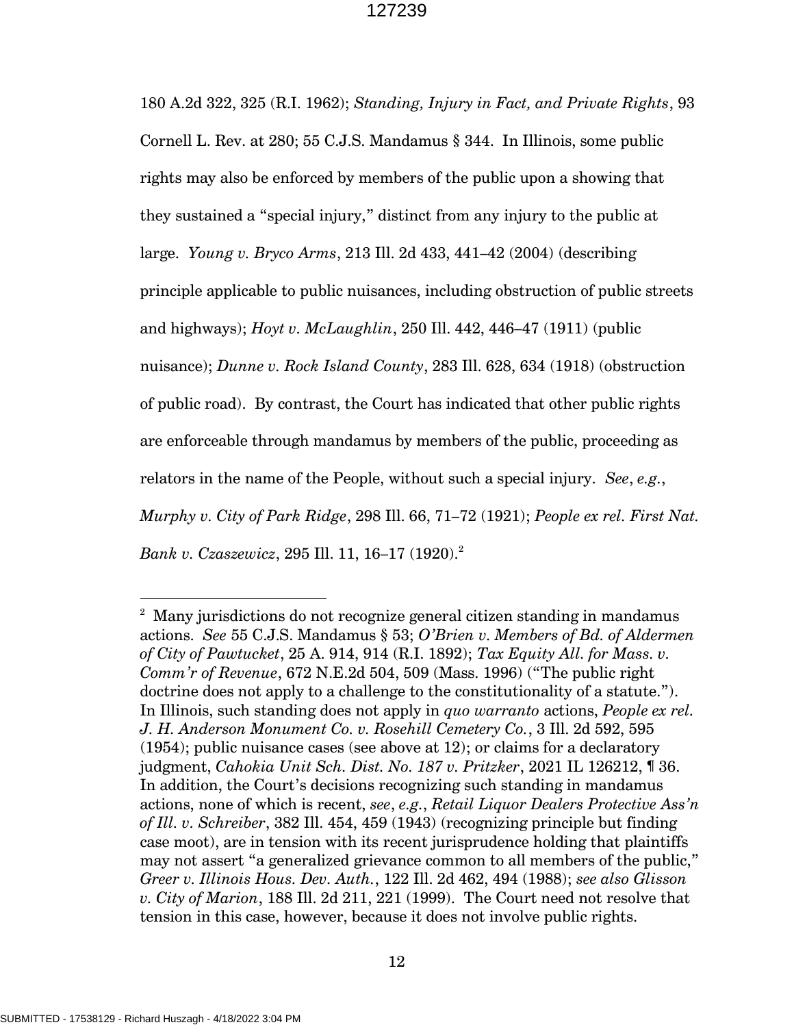180 A.2d 322, 325 (R.I. 1962); *Standing, Injury in Fact, and Private Rights*, 93 Cornell L. Rev. at 280; 55 C.J.S. Mandamus § 344. In Illinois, some public rights may also be enforced by members of the public upon a showing that they sustained a "special injury," distinct from any injury to the public at large. *Young v. Bryco Arms*, 213 Ill. 2d 433, 441–42 (2004) (describing principle applicable to public nuisances, including obstruction of public streets and highways); *Hoyt v. McLaughlin*, 250 Ill. 442, 446–47 (1911) (public nuisance); *Dunne v. Rock Island County*, 283 Ill. 628, 634 (1918) (obstruction of public road). By contrast, the Court has indicated that other public rights are enforceable through mandamus by members of the public, proceeding as relators in the name of the People, without such a special injury. *See*, *e.g.*, *Murphy v. City of Park Ridge*, 298 Ill. 66, 71–72 (1921); *People ex rel. First Nat. Bank v. Czaszewicz*, 295 Ill. 11, 16–17 (1920).[2]

---

[2] Many jurisdictions do not recognize general citizen standing in mandamus actions. *See* 55 C.J.S. Mandamus § 53; *O'Brien v. Members of Bd. of Aldermen of City of Pawtucket*, 25 A. 914, 914 (R.I. 1892); *Tax Equity All. for Mass. v. Comm'r of Revenue*, 672 N.E.2d 504, 509 (Mass. 1996) ("The public right doctrine does not apply to a challenge to the constitutionality of a statute."). In Illinois, such standing does not apply in *quo warranto* actions, *People ex rel. J. H. Anderson Monument Co. v. Rosehill Cemetery Co.*, 3 Ill. 2d 592, 595 (1954); public nuisance cases (see above at 12); or claims for a declaratory judgment, *Cahokia Unit Sch. Dist. No. 187 v. Pritzker*, 2021 IL 126212, ¶ 36. In addition, the Court's decisions recognizing such standing in mandamus actions, none of which is recent, *see*, *e.g.*, *Retail Liquor Dealers Protective Ass'n of Ill. v. Schreiber*, 382 Ill. 454, 459 (1943) (recognizing principle but finding case moot), are in tension with its recent jurisprudence holding that plaintiffs may not assert "a generalized grievance common to all members of the public," *Greer v. Illinois Hous. Dev. Auth.*, 122 Ill. 2d 462, 494 (1988); *see also Glisson v. City of Marion*, 188 Ill. 2d 211, 221 (1999). The Court need not resolve that tension in this case, however, because it does not involve public rights.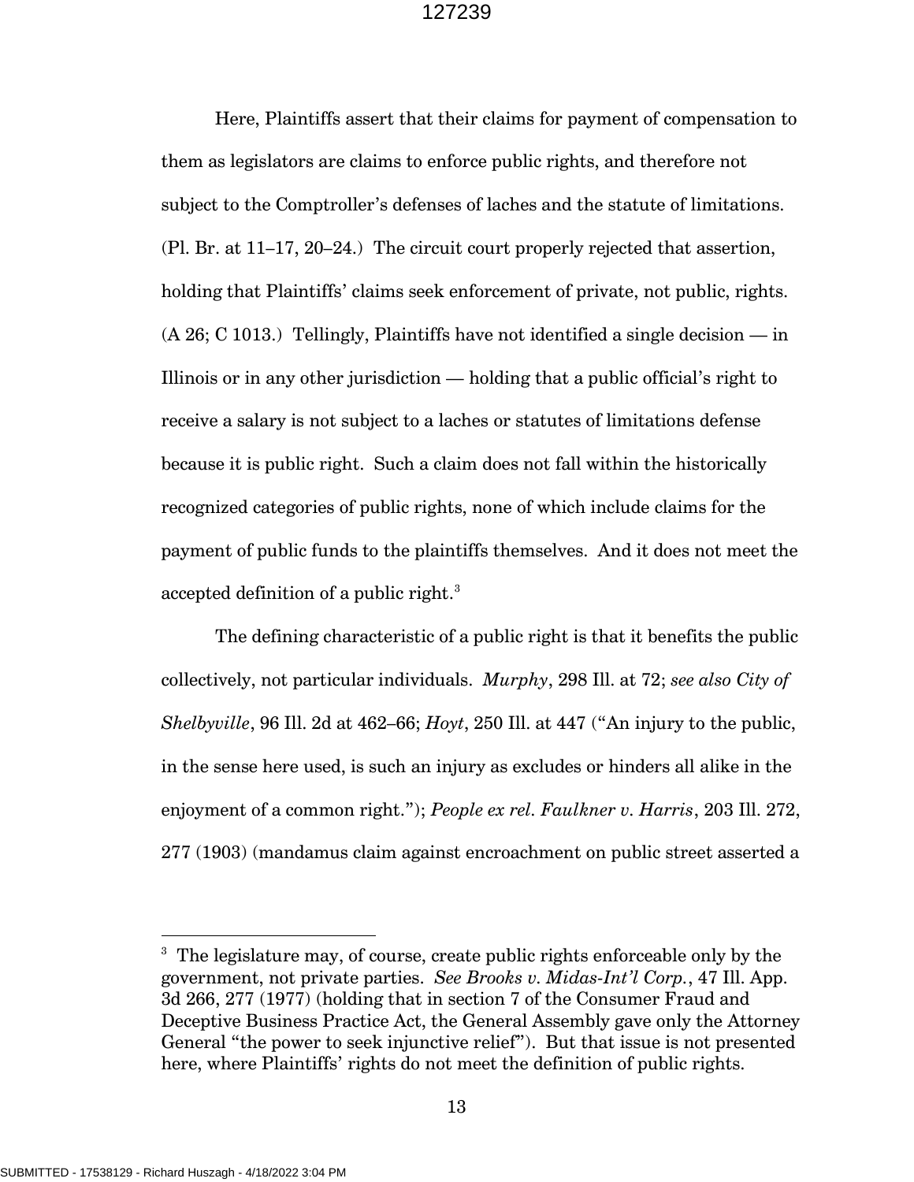Here, Plaintiffs assert that their claims for payment of compensation to them as legislators are claims to enforce public rights, and therefore not subject to the Comptroller's defenses of laches and the statute of limitations. (Pl. Br. at 11–17, 20–24.) The circuit court properly rejected that assertion, holding that Plaintiffs' claims seek enforcement of private, not public, rights. (A 26; C 1013.) Tellingly, Plaintiffs have not identified a single decision — in Illinois or in any other jurisdiction — holding that a public official's right to receive a salary is not subject to a laches or statutes of limitations defense because it is public right. Such a claim does not fall within the historically recognized categories of public rights, none of which include claims for the payment of public funds to the plaintiffs themselves. And it does not meet the accepted definition of a public right.[3]

The defining characteristic of a public right is that it benefits the public collectively, not particular individuals. *Murphy*, 298 Ill. at 72; *see also City of Shelbyville*, 96 Ill. 2d at 462–66; *Hoyt*, 250 Ill. at 447 ("An injury to the public, in the sense here used, is such an injury as excludes or hinders all alike in the enjoyment of a common right."); *People ex rel. Faulkner v. Harris*, 203 Ill. 272, 277 (1903) (mandamus claim against encroachment on public street asserted a

[3] The legislature may, of course, create public rights enforceable only by the government, not private parties. *See Brooks v. Midas-Int'l Corp.*, 47 Ill. App. 3d 266, 277 (1977) (holding that in section 7 of the Consumer Fraud and Deceptive Business Practice Act, the General Assembly gave only the Attorney General "the power to seek injunctive relief"). But that issue is not presented here, where Plaintiffs' rights do not meet the definition of public rights.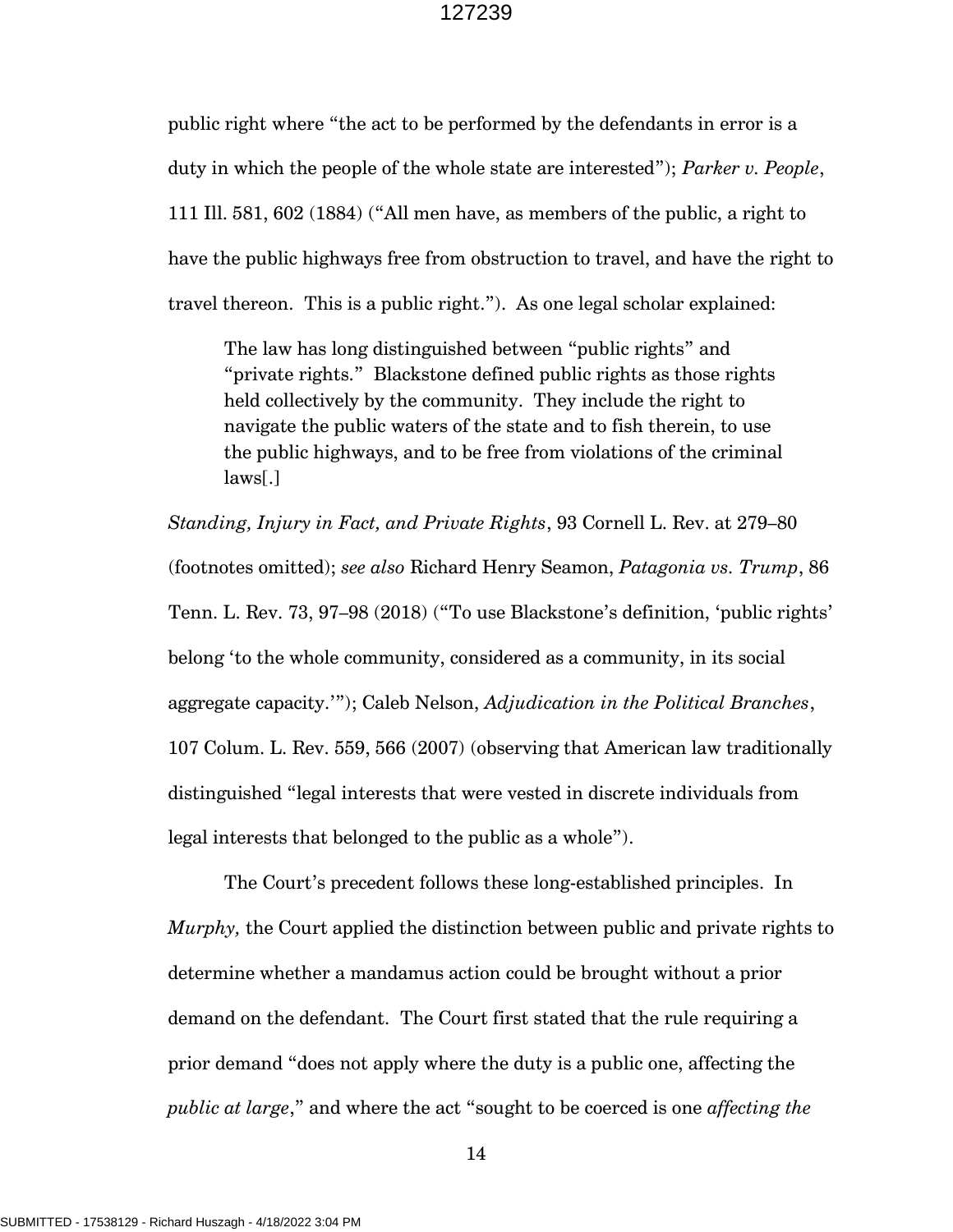public right where "the act to be performed by the defendants in error is a duty in which the people of the whole state are interested"); *Parker v. People*, 111 Ill. 581, 602 (1884) ("All men have, as members of the public, a right to have the public highways free from obstruction to travel, and have the right to travel thereon. This is a public right."). As one legal scholar explained:

> The law has long distinguished between "public rights" and "private rights." Blackstone defined public rights as those rights held collectively by the community. They include the right to navigate the public waters of the state and to fish therein, to use the public highways, and to be free from violations of the criminal laws[.]

*Standing, Injury in Fact, and Private Rights*, 93 Cornell L. Rev. at 279–80 (footnotes omitted); *see also* Richard Henry Seamon, *Patagonia vs. Trump*, 86 Tenn. L. Rev. 73, 97–98 (2018) ("To use Blackstone's definition, 'public rights' belong 'to the whole community, considered as a community, in its social aggregate capacity.'"); Caleb Nelson, *Adjudication in the Political Branches*, 107 Colum. L. Rev. 559, 566 (2007) (observing that American law traditionally distinguished "legal interests that were vested in discrete individuals from legal interests that belonged to the public as a whole").

The Court's precedent follows these long-established principles. In *Murphy,* the Court applied the distinction between public and private rights to determine whether a mandamus action could be brought without a prior demand on the defendant. The Court first stated that the rule requiring a prior demand "does not apply where the duty is a public one, affecting the *public at large*," and where the act "sought to be coerced is one *affecting the*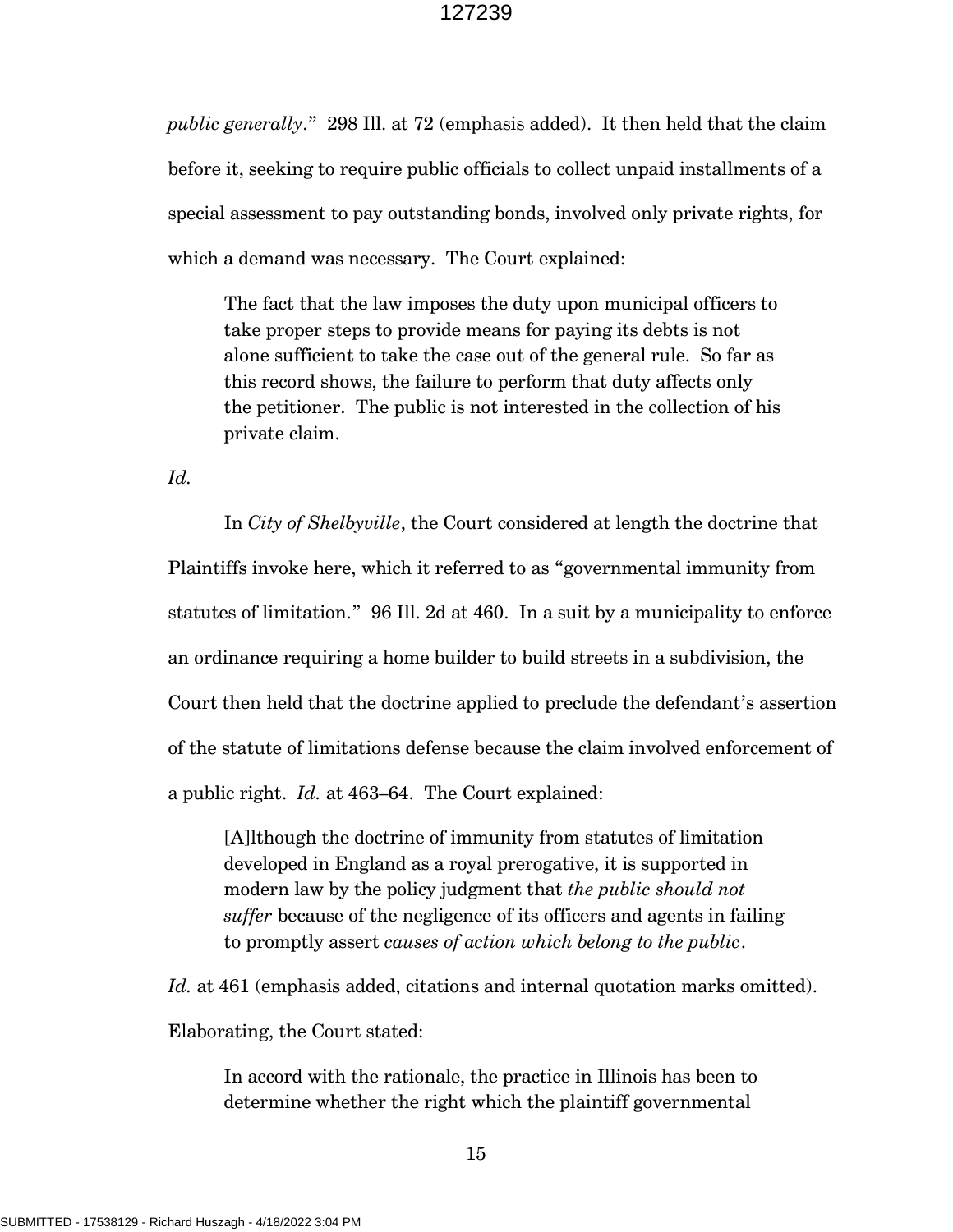*public generally*." 298 Ill. at 72 (emphasis added). It then held that the claim before it, seeking to require public officials to collect unpaid installments of a special assessment to pay outstanding bonds, involved only private rights, for which a demand was necessary. The Court explained:

> The fact that the law imposes the duty upon municipal officers to take proper steps to provide means for paying its debts is not alone sufficient to take the case out of the general rule. So far as this record shows, the failure to perform that duty affects only the petitioner. The public is not interested in the collection of his private claim.

*Id.*

In *City of Shelbyville*, the Court considered at length the doctrine that Plaintiffs invoke here, which it referred to as "governmental immunity from statutes of limitation." 96 Ill. 2d at 460. In a suit by a municipality to enforce an ordinance requiring a home builder to build streets in a subdivision, the Court then held that the doctrine applied to preclude the defendant's assertion of the statute of limitations defense because the claim involved enforcement of a public right. *Id.* at 463–64. The Court explained:

> [A]lthough the doctrine of immunity from statutes of limitation developed in England as a royal prerogative, it is supported in modern law by the policy judgment that *the public should not suffer* because of the negligence of its officers and agents in failing to promptly assert *causes of action which belong to the public*.

*Id.* at 461 (emphasis added, citations and internal quotation marks omitted).

Elaborating, the Court stated:

> In accord with the rationale, the practice in Illinois has been to determine whether the right which the plaintiff governmental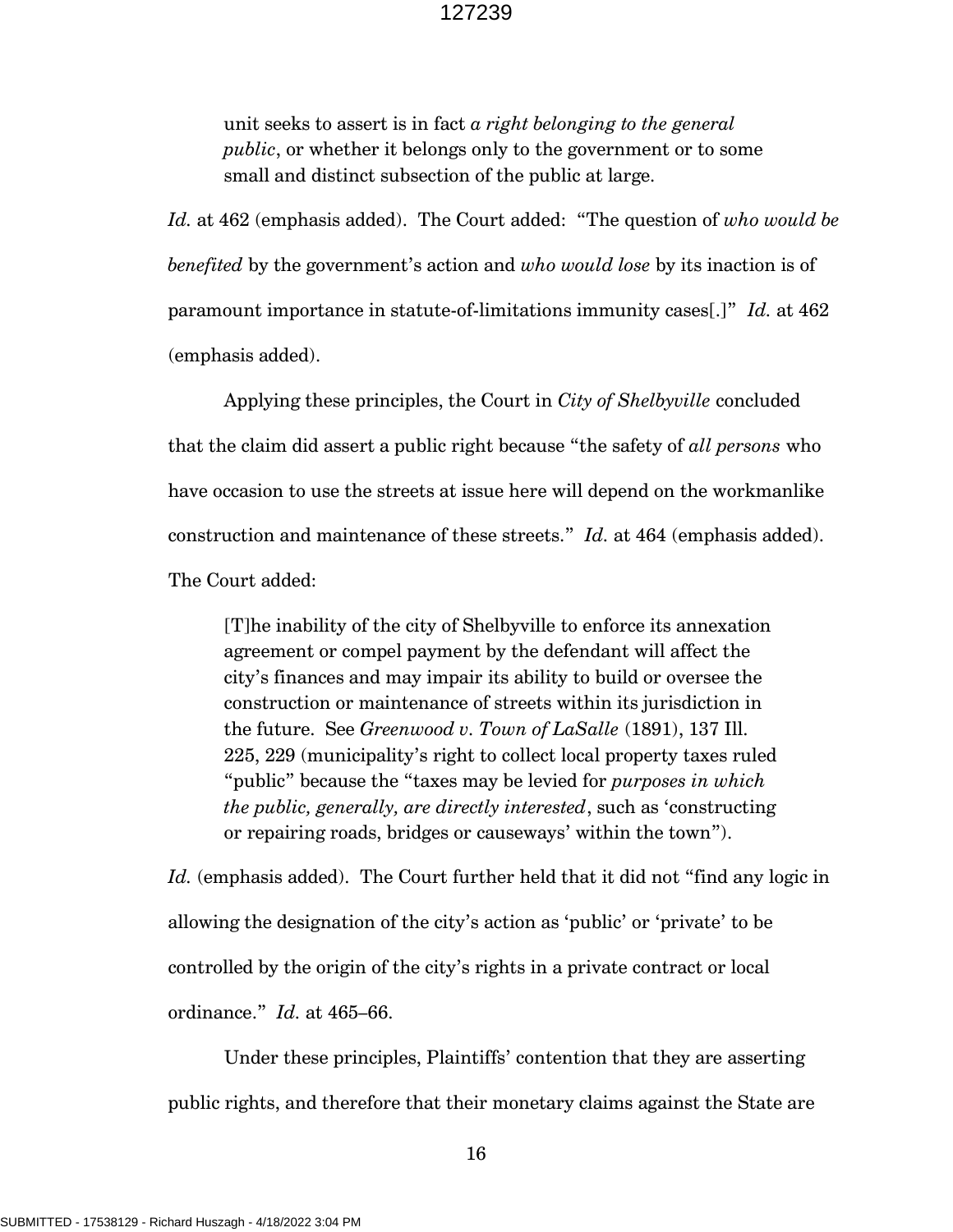> unit seeks to assert is in fact *a right belonging to the general public*, or whether it belongs only to the government or to some small and distinct subsection of the public at large.

*Id.* at 462 (emphasis added). The Court added: "The question of *who would be benefited* by the government's action and *who would lose* by its inaction is of paramount importance in statute-of-limitations immunity cases[.]" *Id.* at 462 (emphasis added).

Applying these principles, the Court in *City of Shelbyville* concluded that the claim did assert a public right because "the safety of *all persons* who have occasion to use the streets at issue here will depend on the workmanlike construction and maintenance of these streets." *Id.* at 464 (emphasis added). The Court added:

> [T]he inability of the city of Shelbyville to enforce its annexation agreement or compel payment by the defendant will affect the city's finances and may impair its ability to build or oversee the construction or maintenance of streets within its jurisdiction in the future. See *Greenwood v. Town of LaSalle* (1891), 137 Ill. 225, 229 (municipality's right to collect local property taxes ruled "public" because the "taxes may be levied for *purposes in which the public, generally, are directly interested*, such as 'constructing or repairing roads, bridges or causeways' within the town").

*Id.* (emphasis added). The Court further held that it did not "find any logic in allowing the designation of the city's action as 'public' or 'private' to be controlled by the origin of the city's rights in a private contract or local ordinance." *Id.* at 465–66.

Under these principles, Plaintiffs' contention that they are asserting public rights, and therefore that their monetary claims against the State are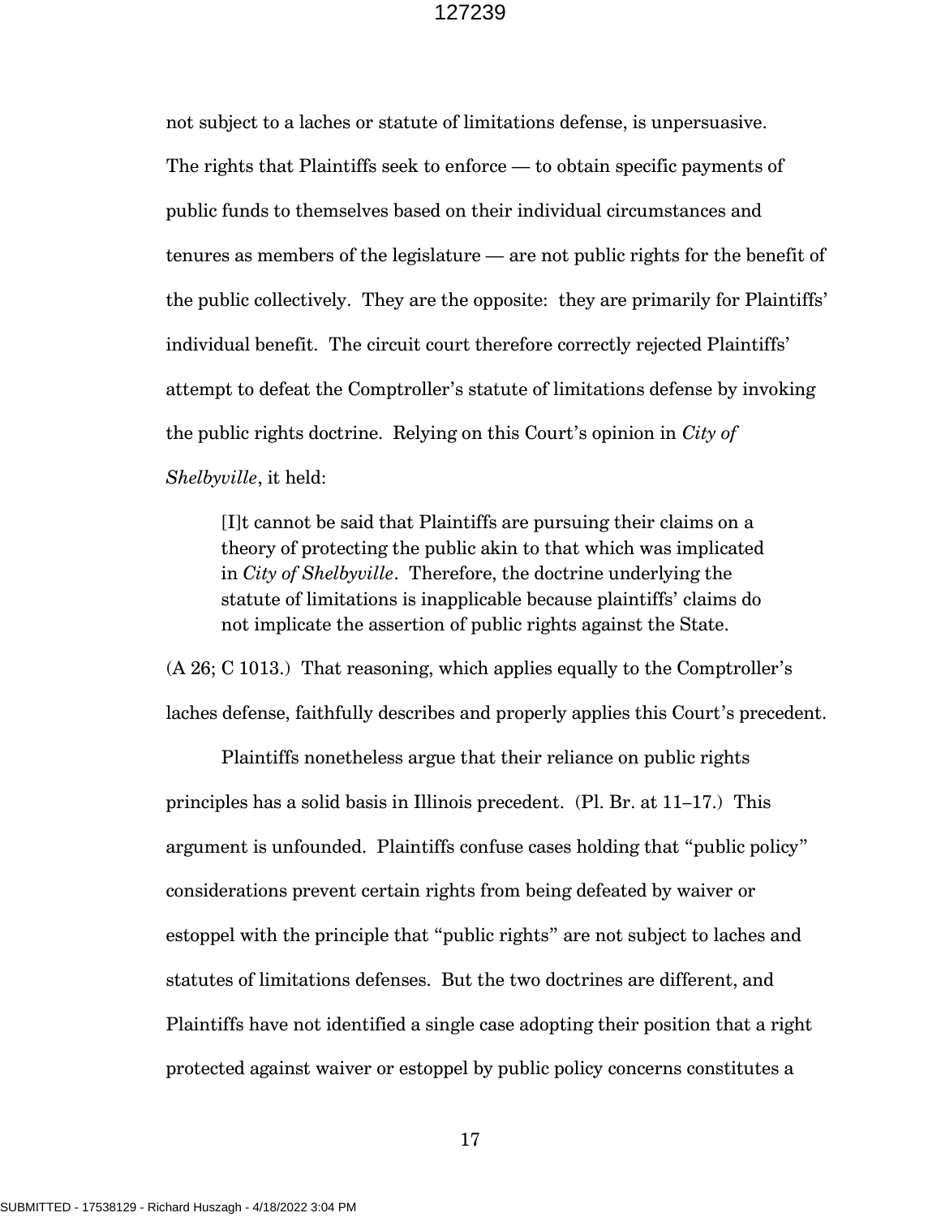not subject to a laches or statute of limitations defense, is unpersuasive. The rights that Plaintiffs seek to enforce — to obtain specific payments of public funds to themselves based on their individual circumstances and tenures as members of the legislature — are not public rights for the benefit of the public collectively. They are the opposite: they are primarily for Plaintiffs' individual benefit. The circuit court therefore correctly rejected Plaintiffs' attempt to defeat the Comptroller's statute of limitations defense by invoking the public rights doctrine. Relying on this Court's opinion in *City of Shelbyville*, it held:

> [I]t cannot be said that Plaintiffs are pursuing their claims on a theory of protecting the public akin to that which was implicated in *City of Shelbyville*. Therefore, the doctrine underlying the statute of limitations is inapplicable because plaintiffs' claims do not implicate the assertion of public rights against the State.

(A 26; C 1013.) That reasoning, which applies equally to the Comptroller's laches defense, faithfully describes and properly applies this Court's precedent.

Plaintiffs nonetheless argue that their reliance on public rights principles has a solid basis in Illinois precedent. (Pl. Br. at 11–17.) This argument is unfounded. Plaintiffs confuse cases holding that "public policy" considerations prevent certain rights from being defeated by waiver or estoppel with the principle that "public rights" are not subject to laches and statutes of limitations defenses. But the two doctrines are different, and Plaintiffs have not identified a single case adopting their position that a right protected against waiver or estoppel by public policy concerns constitutes a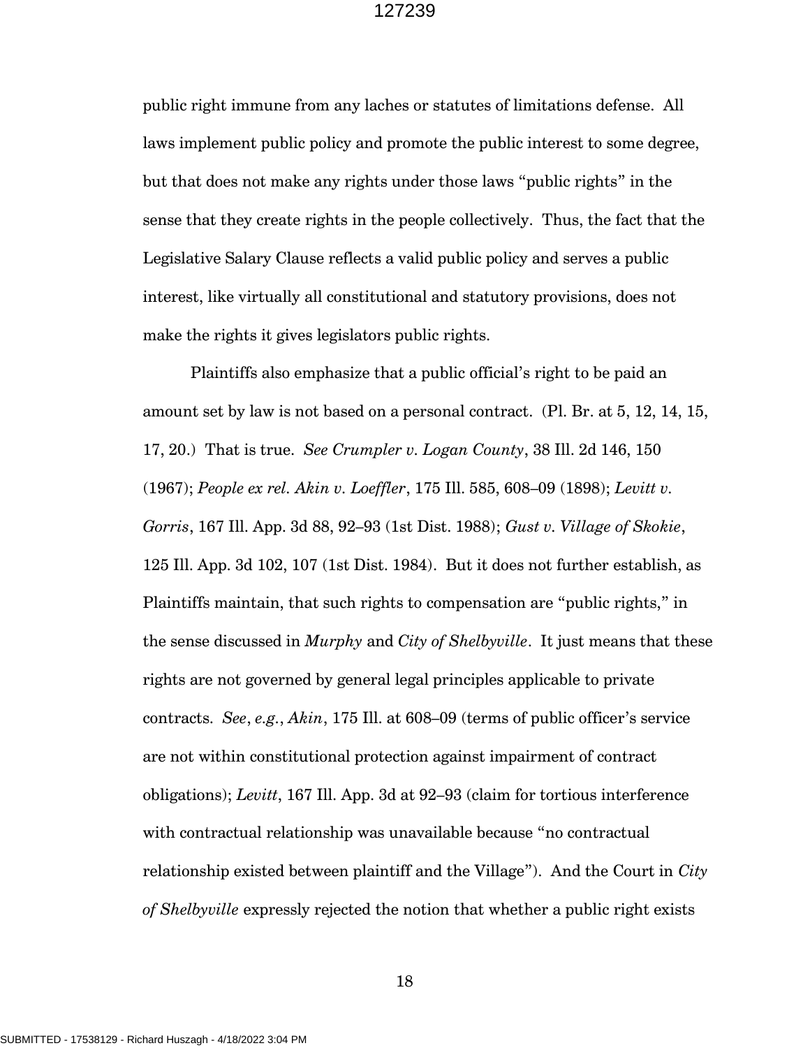public right immune from any laches or statutes of limitations defense. All laws implement public policy and promote the public interest to some degree, but that does not make any rights under those laws "public rights" in the sense that they create rights in the people collectively. Thus, the fact that the Legislative Salary Clause reflects a valid public policy and serves a public interest, like virtually all constitutional and statutory provisions, does not make the rights it gives legislators public rights.

Plaintiffs also emphasize that a public official's right to be paid an amount set by law is not based on a personal contract. (Pl. Br. at 5, 12, 14, 15, 17, 20.) That is true. *See Crumpler v. Logan County*, 38 Ill. 2d 146, 150 (1967); *People ex rel. Akin v. Loeffler*, 175 Ill. 585, 608–09 (1898); *Levitt v. Gorris*, 167 Ill. App. 3d 88, 92–93 (1st Dist. 1988); *Gust v. Village of Skokie*, 125 Ill. App. 3d 102, 107 (1st Dist. 1984). But it does not further establish, as Plaintiffs maintain, that such rights to compensation are "public rights," in the sense discussed in *Murphy* and *City of Shelbyville*. It just means that these rights are not governed by general legal principles applicable to private contracts. *See*, *e.g.*, *Akin*, 175 Ill. at 608–09 (terms of public officer's service are not within constitutional protection against impairment of contract obligations); *Levitt*, 167 Ill. App. 3d at 92–93 (claim for tortious interference with contractual relationship was unavailable because "no contractual relationship existed between plaintiff and the Village"). And the Court in *City of Shelbyville* expressly rejected the notion that whether a public right exists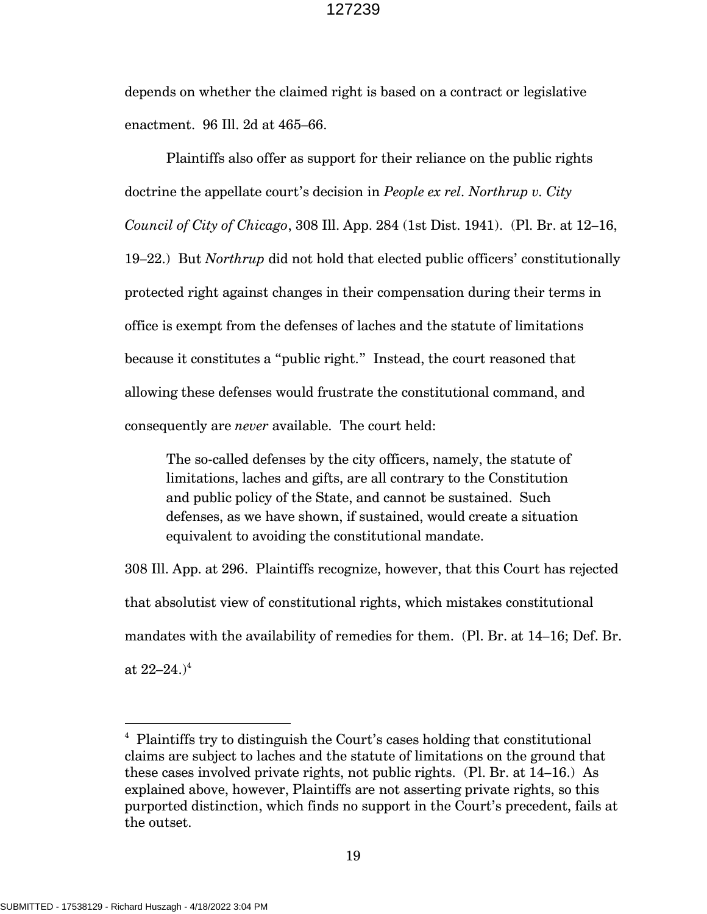depends on whether the claimed right is based on a contract or legislative enactment. 96 Ill. 2d at 465–66.

Plaintiffs also offer as support for their reliance on the public rights doctrine the appellate court's decision in *People ex rel. Northrup v. City Council of City of Chicago*, 308 Ill. App. 284 (1st Dist. 1941). (Pl. Br. at 12–16, 19–22.) But *Northrup* did not hold that elected public officers' constitutionally protected right against changes in their compensation during their terms in office is exempt from the defenses of laches and the statute of limitations because it constitutes a "public right." Instead, the court reasoned that allowing these defenses would frustrate the constitutional command, and consequently are *never* available. The court held:

> The so-called defenses by the city officers, namely, the statute of limitations, laches and gifts, are all contrary to the Constitution and public policy of the State, and cannot be sustained. Such defenses, as we have shown, if sustained, would create a situation equivalent to avoiding the constitutional mandate.

308 Ill. App. at 296. Plaintiffs recognize, however, that this Court has rejected that absolutist view of constitutional rights, which mistakes constitutional mandates with the availability of remedies for them. (Pl. Br. at 14–16; Def. Br. at 22–24.)[4]

---

[4] Plaintiffs try to distinguish the Court's cases holding that constitutional claims are subject to laches and the statute of limitations on the ground that these cases involved private rights, not public rights. (Pl. Br. at 14–16.) As explained above, however, Plaintiffs are not asserting private rights, so this purported distinction, which finds no support in the Court's precedent, fails at the outset.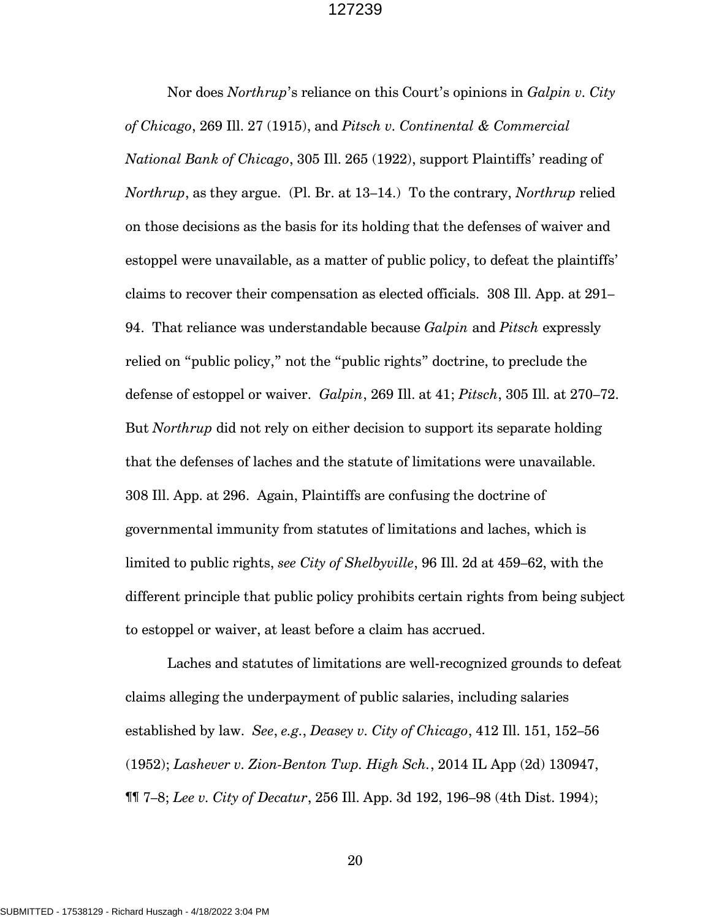Nor does *Northrup*'s reliance on this Court's opinions in *Galpin v. City of Chicago*, 269 Ill. 27 (1915), and *Pitsch v. Continental & Commercial National Bank of Chicago*, 305 Ill. 265 (1922), support Plaintiffs' reading of *Northrup*, as they argue. (Pl. Br. at 13–14.) To the contrary, *Northrup* relied on those decisions as the basis for its holding that the defenses of waiver and estoppel were unavailable, as a matter of public policy, to defeat the plaintiffs' claims to recover their compensation as elected officials. 308 Ill. App. at 291–94. That reliance was understandable because *Galpin* and *Pitsch* expressly relied on "public policy," not the "public rights" doctrine, to preclude the defense of estoppel or waiver. *Galpin*, 269 Ill. at 41; *Pitsch*, 305 Ill. at 270–72. But *Northrup* did not rely on either decision to support its separate holding that the defenses of laches and the statute of limitations were unavailable. 308 Ill. App. at 296. Again, Plaintiffs are confusing the doctrine of governmental immunity from statutes of limitations and laches, which is limited to public rights, *see City of Shelbyville*, 96 Ill. 2d at 459–62, with the different principle that public policy prohibits certain rights from being subject to estoppel or waiver, at least before a claim has accrued.

Laches and statutes of limitations are well-recognized grounds to defeat claims alleging the underpayment of public salaries, including salaries established by law. *See*, *e.g.*, *Deasey v. City of Chicago*, 412 Ill. 151, 152–56 (1952); *Lashever v. Zion-Benton Twp. High Sch.*, 2014 IL App (2d) 130947, ¶¶ 7–8; *Lee v. City of Decatur*, 256 Ill. App. 3d 192, 196–98 (4th Dist. 1994);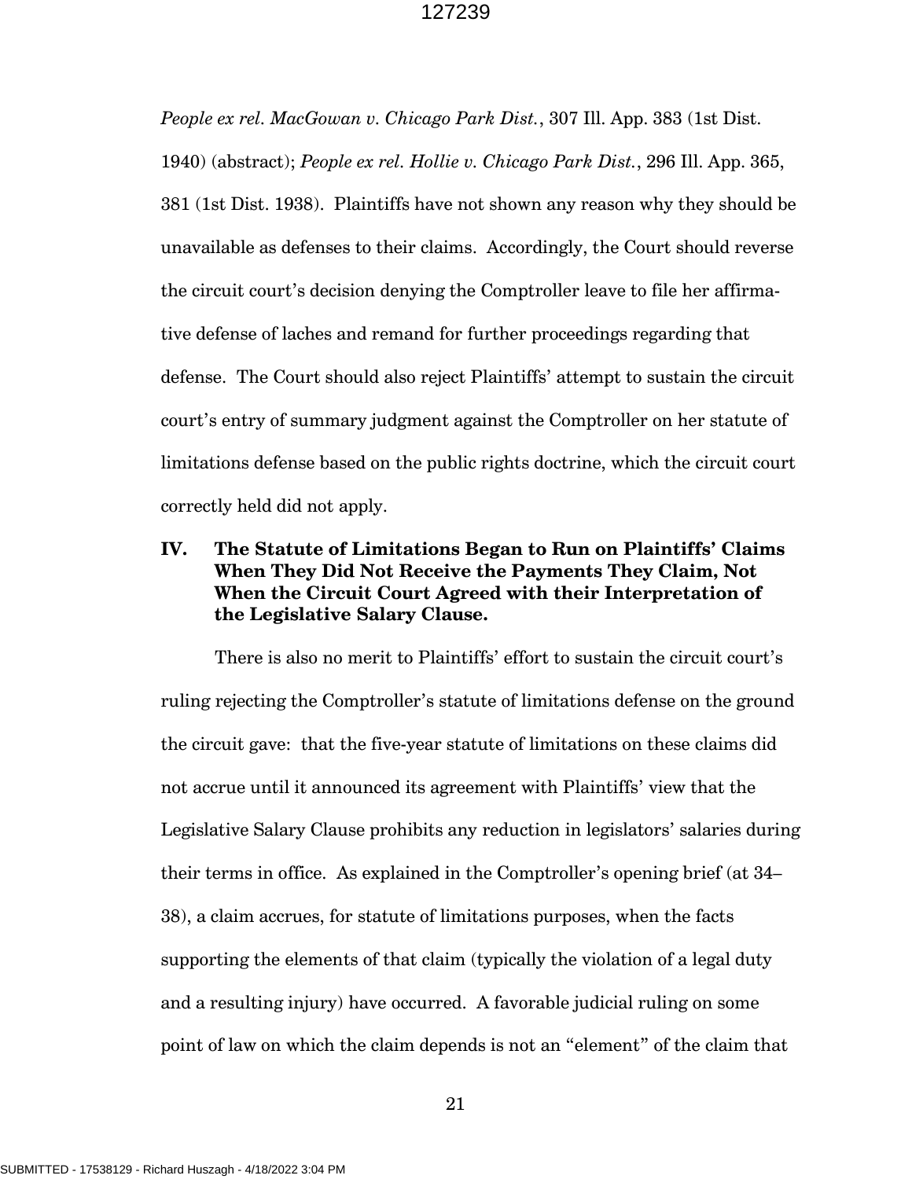*People ex rel. MacGowan v. Chicago Park Dist.*, 307 Ill. App. 383 (1st Dist. 1940) (abstract); *People ex rel. Hollie v. Chicago Park Dist.*, 296 Ill. App. 365, 381 (1st Dist. 1938). Plaintiffs have not shown any reason why they should be unavailable as defenses to their claims. Accordingly, the Court should reverse the circuit court's decision denying the Comptroller leave to file her affirmative defense of laches and remand for further proceedings regarding that defense. The Court should also reject Plaintiffs' attempt to sustain the circuit court's entry of summary judgment against the Comptroller on her statute of limitations defense based on the public rights doctrine, which the circuit court correctly held did not apply.

## IV. The Statute of Limitations Began to Run on Plaintiffs' Claims When They Did Not Receive the Payments They Claim, Not When the Circuit Court Agreed with their Interpretation of the Legislative Salary Clause.

There is also no merit to Plaintiffs' effort to sustain the circuit court's ruling rejecting the Comptroller's statute of limitations defense on the ground the circuit gave: that the five-year statute of limitations on these claims did not accrue until it announced its agreement with Plaintiffs' view that the Legislative Salary Clause prohibits any reduction in legislators' salaries during their terms in office. As explained in the Comptroller's opening brief (at 34–38), a claim accrues, for statute of limitations purposes, when the facts supporting the elements of that claim (typically the violation of a legal duty and a resulting injury) have occurred. A favorable judicial ruling on some point of law on which the claim depends is not an "element" of the claim that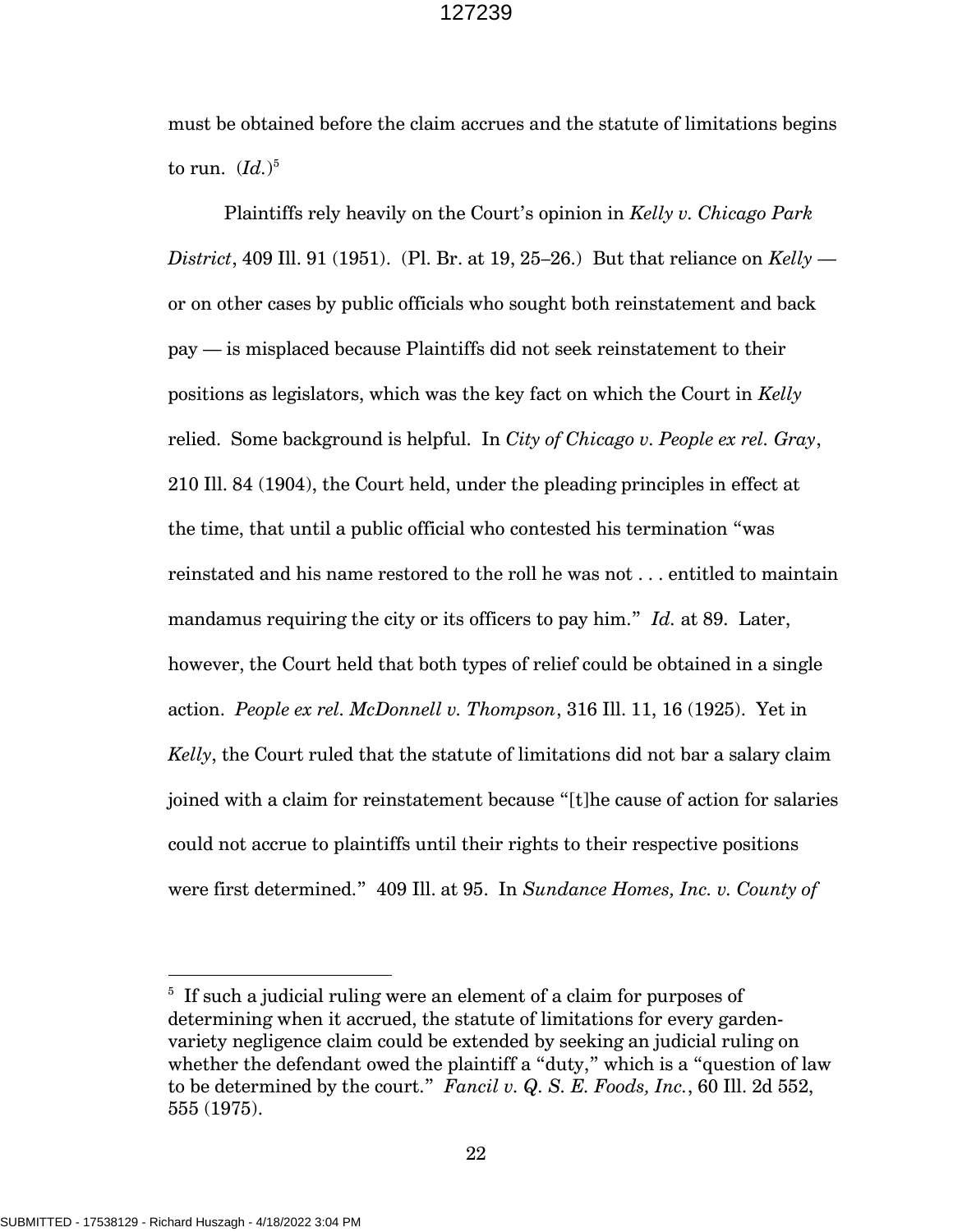must be obtained before the claim accrues and the statute of limitations begins to run. (*Id.*)[5]

Plaintiffs rely heavily on the Court's opinion in *Kelly v. Chicago Park District*, 409 Ill. 91 (1951). (Pl. Br. at 19, 25–26.) But that reliance on *Kelly* — or on other cases by public officials who sought both reinstatement and back pay — is misplaced because Plaintiffs did not seek reinstatement to their positions as legislators, which was the key fact on which the Court in *Kelly* relied. Some background is helpful. In *City of Chicago v. People ex rel. Gray*, 210 Ill. 84 (1904), the Court held, under the pleading principles in effect at the time, that until a public official who contested his termination "was reinstated and his name restored to the roll he was not . . . entitled to maintain mandamus requiring the city or its officers to pay him." *Id.* at 89. Later, however, the Court held that both types of relief could be obtained in a single action. *People ex rel. McDonnell v. Thompson*, 316 Ill. 11, 16 (1925). Yet in *Kelly*, the Court ruled that the statute of limitations did not bar a salary claim joined with a claim for reinstatement because "[t]he cause of action for salaries could not accrue to plaintiffs until their rights to their respective positions were first determined." 409 Ill. at 95. In *Sundance Homes, Inc. v. County of*

---

[5] If such a judicial ruling were an element of a claim for purposes of determining when it accrued, the statute of limitations for every garden-variety negligence claim could be extended by seeking an judicial ruling on whether the defendant owed the plaintiff a "duty," which is a "question of law to be determined by the court." *Fancil v. Q. S. E. Foods, Inc.*, 60 Ill. 2d 552, 555 (1975).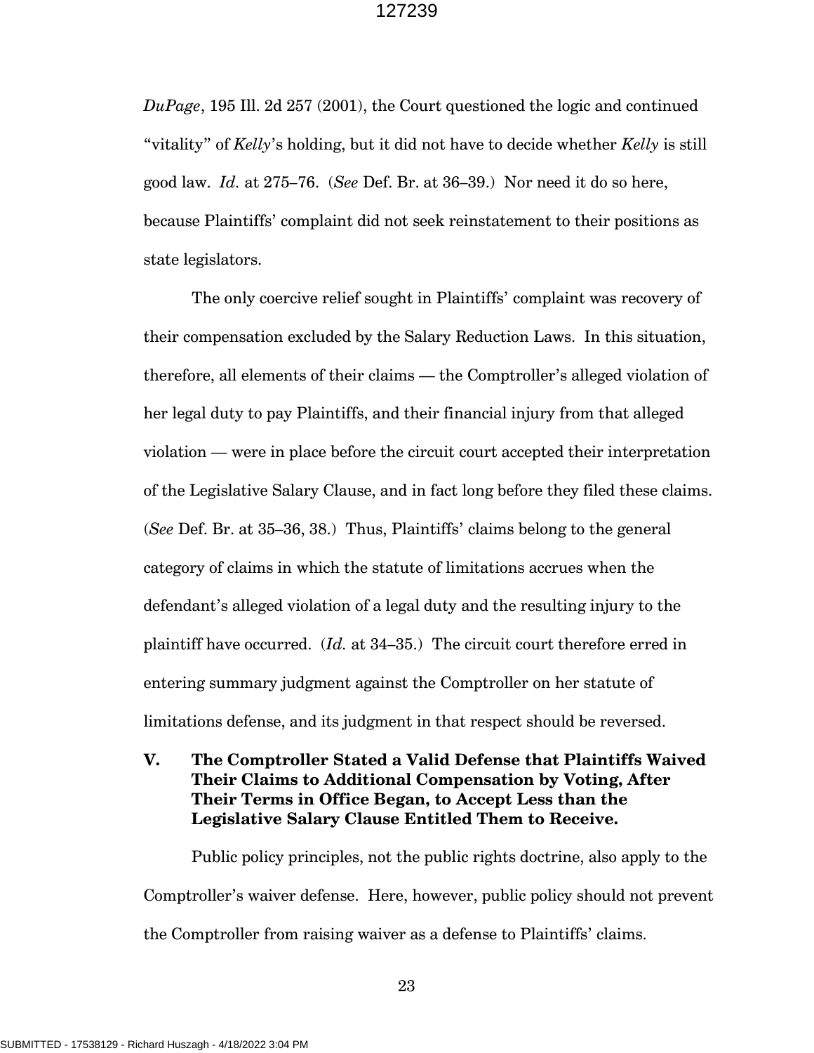*DuPage*, 195 Ill. 2d 257 (2001), the Court questioned the logic and continued "vitality" of *Kelly*'s holding, but it did not have to decide whether *Kelly* is still good law. *Id.* at 275–76. (*See* Def. Br. at 36–39.) Nor need it do so here, because Plaintiffs' complaint did not seek reinstatement to their positions as state legislators.

The only coercive relief sought in Plaintiffs' complaint was recovery of their compensation excluded by the Salary Reduction Laws. In this situation, therefore, all elements of their claims — the Comptroller's alleged violation of her legal duty to pay Plaintiffs, and their financial injury from that alleged violation — were in place before the circuit court accepted their interpretation of the Legislative Salary Clause, and in fact long before they filed these claims. (*See* Def. Br. at 35–36, 38.) Thus, Plaintiffs' claims belong to the general category of claims in which the statute of limitations accrues when the defendant's alleged violation of a legal duty and the resulting injury to the plaintiff have occurred. (*Id.* at 34–35.) The circuit court therefore erred in entering summary judgment against the Comptroller on her statute of limitations defense, and its judgment in that respect should be reversed.

## V. The Comptroller Stated a Valid Defense that Plaintiffs Waived Their Claims to Additional Compensation by Voting, After Their Terms in Office Began, to Accept Less than the Legislative Salary Clause Entitled Them to Receive.

Public policy principles, not the public rights doctrine, also apply to the Comptroller's waiver defense. Here, however, public policy should not prevent the Comptroller from raising waiver as a defense to Plaintiffs' claims.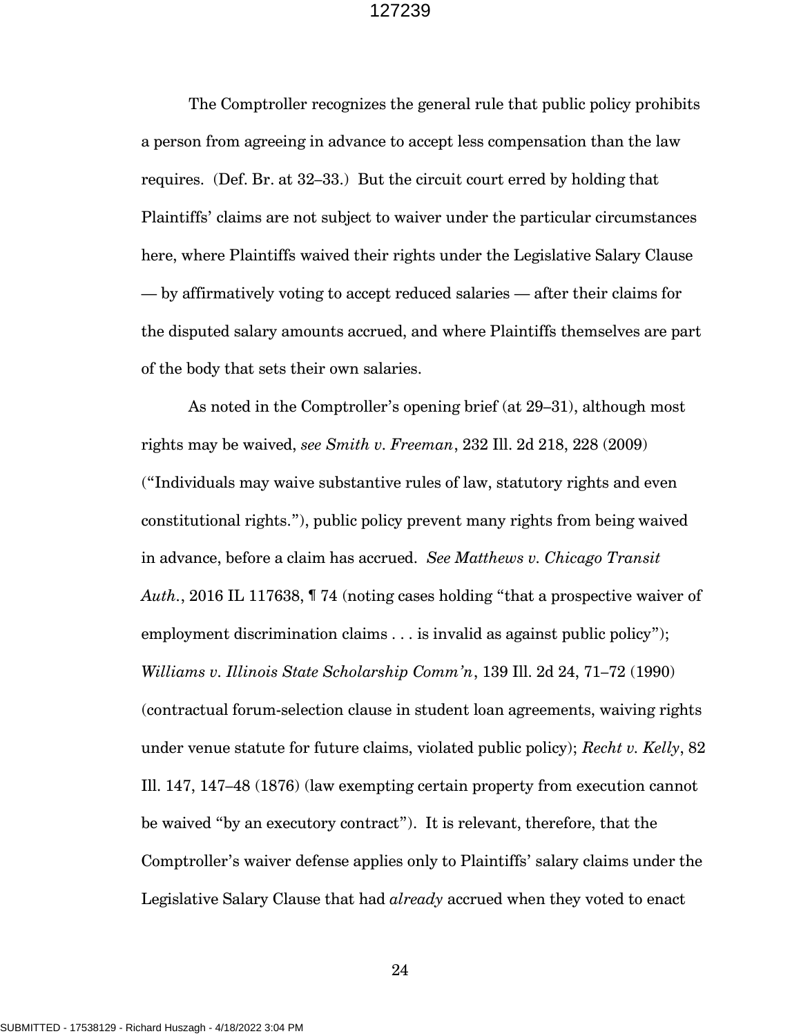The Comptroller recognizes the general rule that public policy prohibits a person from agreeing in advance to accept less compensation than the law requires. (Def. Br. at 32–33.) But the circuit court erred by holding that Plaintiffs' claims are not subject to waiver under the particular circumstances here, where Plaintiffs waived their rights under the Legislative Salary Clause — by affirmatively voting to accept reduced salaries — after their claims for the disputed salary amounts accrued, and where Plaintiffs themselves are part of the body that sets their own salaries.

As noted in the Comptroller's opening brief (at 29–31), although most rights may be waived, *see Smith v. Freeman*, 232 Ill. 2d 218, 228 (2009) ("Individuals may waive substantive rules of law, statutory rights and even constitutional rights."), public policy prevent many rights from being waived in advance, before a claim has accrued. *See Matthews v. Chicago Transit Auth.*, 2016 IL 117638, ¶ 74 (noting cases holding "that a prospective waiver of employment discrimination claims . . . is invalid as against public policy"); *Williams v. Illinois State Scholarship Comm'n*, 139 Ill. 2d 24, 71–72 (1990) (contractual forum-selection clause in student loan agreements, waiving rights under venue statute for future claims, violated public policy); *Recht v. Kelly*, 82 Ill. 147, 147–48 (1876) (law exempting certain property from execution cannot be waived "by an executory contract"). It is relevant, therefore, that the Comptroller's waiver defense applies only to Plaintiffs' salary claims under the Legislative Salary Clause that had *already* accrued when they voted to enact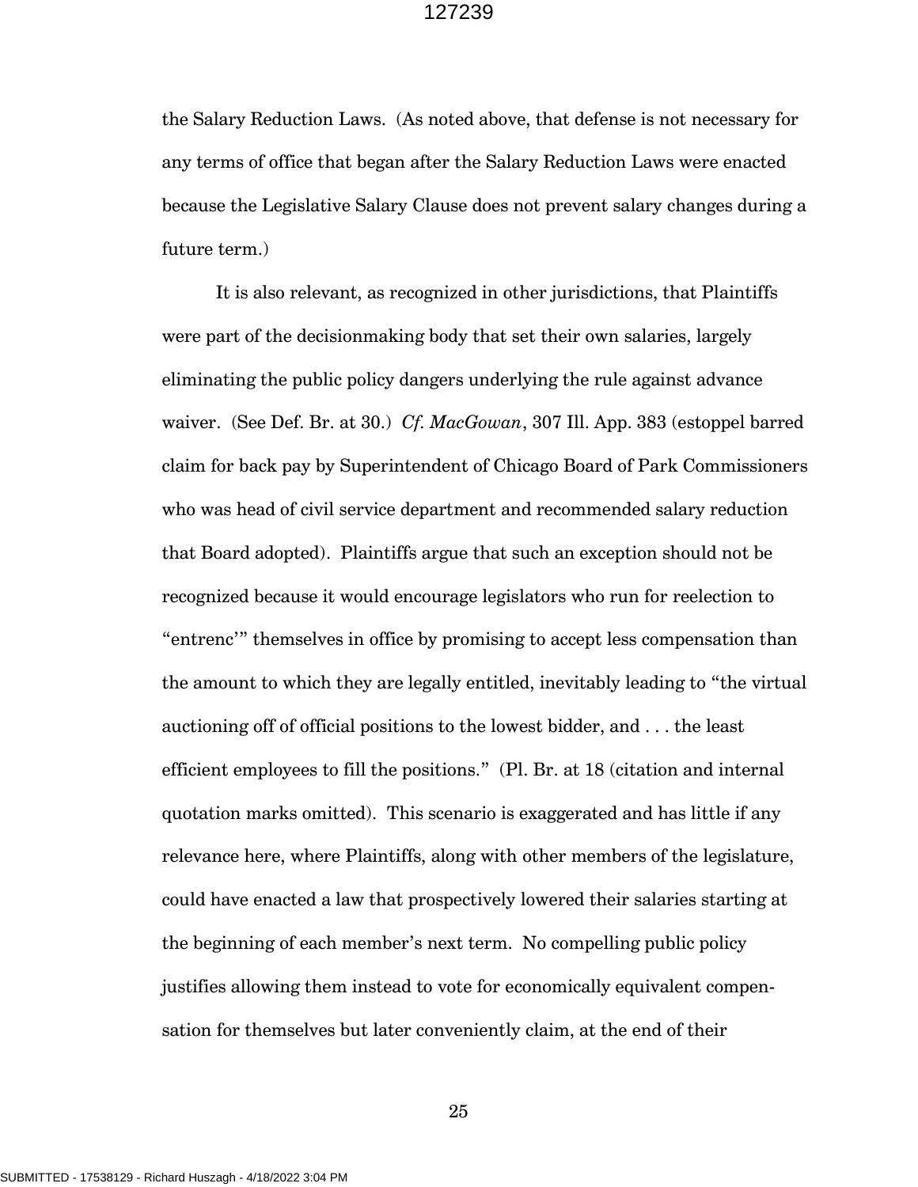the Salary Reduction Laws. (As noted above, that defense is not necessary for any terms of office that began after the Salary Reduction Laws were enacted because the Legislative Salary Clause does not prevent salary changes during a future term.)

It is also relevant, as recognized in other jurisdictions, that Plaintiffs were part of the decisionmaking body that set their own salaries, largely eliminating the public policy dangers underlying the rule against advance waiver. (See Def. Br. at 30.) *Cf. MacGowan*, 307 Ill. App. 383 (estoppel barred claim for back pay by Superintendent of Chicago Board of Park Commissioners who was head of civil service department and recommended salary reduction that Board adopted). Plaintiffs argue that such an exception should not be recognized because it would encourage legislators who run for reelection to "entrenc'" themselves in office by promising to accept less compensation than the amount to which they are legally entitled, inevitably leading to "the virtual auctioning off of official positions to the lowest bidder, and . . . the least efficient employees to fill the positions." (Pl. Br. at 18 (citation and internal quotation marks omitted). This scenario is exaggerated and has little if any relevance here, where Plaintiffs, along with other members of the legislature, could have enacted a law that prospectively lowered their salaries starting at the beginning of each member's next term. No compelling public policy justifies allowing them instead to vote for economically equivalent compensation for themselves but later conveniently claim, at the end of their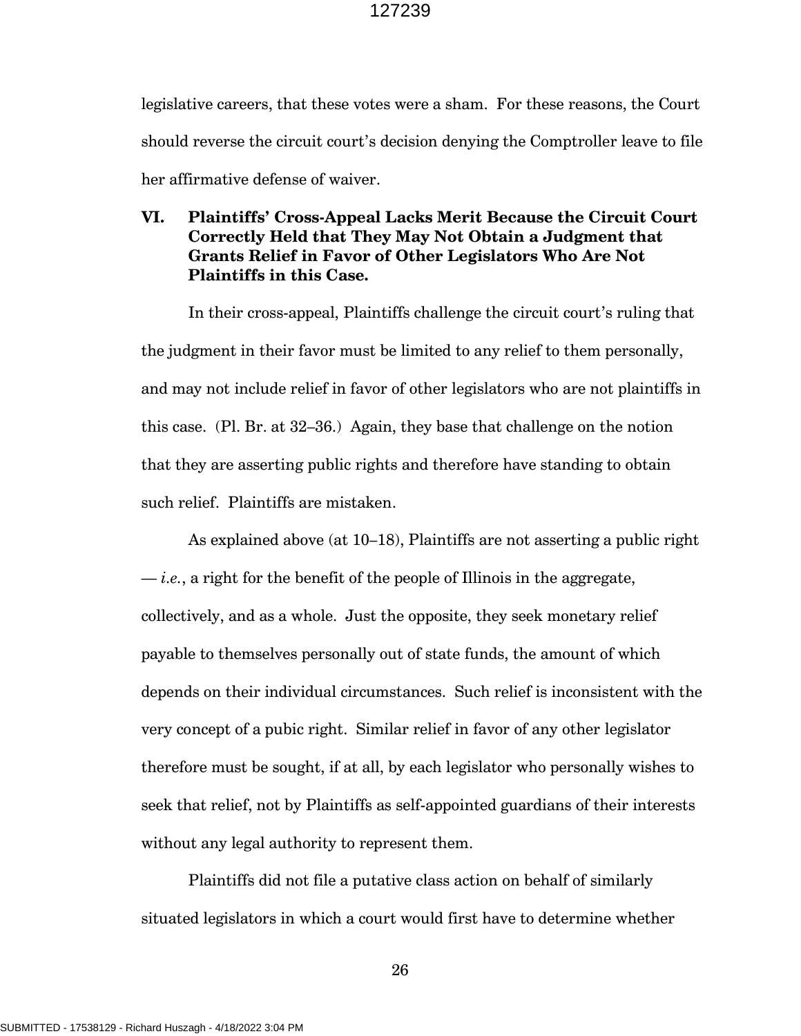legislative careers, that these votes were a sham. For these reasons, the Court should reverse the circuit court's decision denying the Comptroller leave to file her affirmative defense of waiver.

## VI. Plaintiffs' Cross-Appeal Lacks Merit Because the Circuit Court Correctly Held that They May Not Obtain a Judgment that Grants Relief in Favor of Other Legislators Who Are Not Plaintiffs in this Case.

In their cross-appeal, Plaintiffs challenge the circuit court's ruling that the judgment in their favor must be limited to any relief to them personally, and may not include relief in favor of other legislators who are not plaintiffs in this case. (Pl. Br. at 32–36.) Again, they base that challenge on the notion that they are asserting public rights and therefore have standing to obtain such relief. Plaintiffs are mistaken.

As explained above (at 10–18), Plaintiffs are not asserting a public right — *i.e.*, a right for the benefit of the people of Illinois in the aggregate, collectively, and as a whole. Just the opposite, they seek monetary relief payable to themselves personally out of state funds, the amount of which depends on their individual circumstances. Such relief is inconsistent with the very concept of a pubic right. Similar relief in favor of any other legislator therefore must be sought, if at all, by each legislator who personally wishes to seek that relief, not by Plaintiffs as self-appointed guardians of their interests without any legal authority to represent them.

Plaintiffs did not file a putative class action on behalf of similarly situated legislators in which a court would first have to determine whether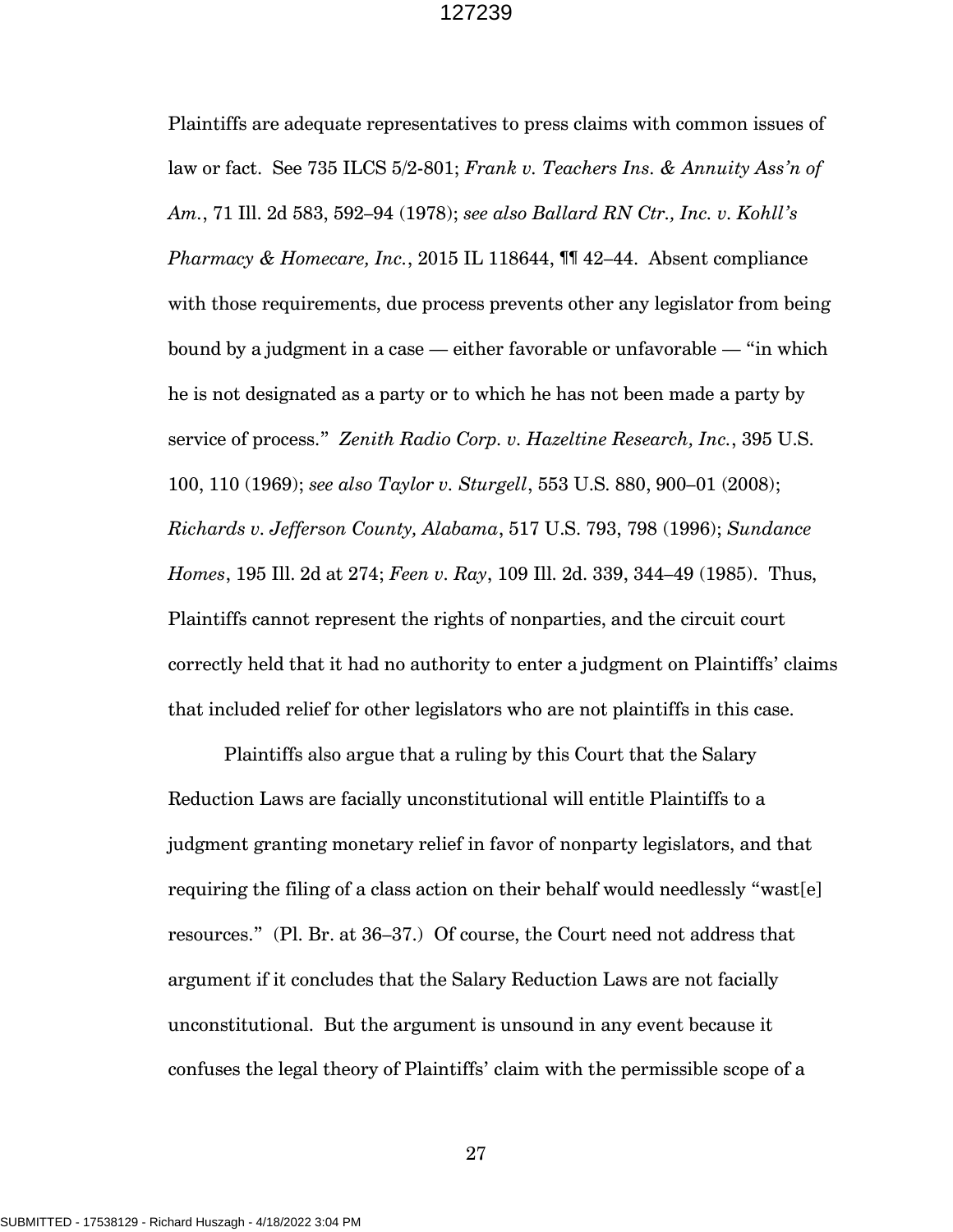Plaintiffs are adequate representatives to press claims with common issues of law or fact. See 735 ILCS 5/2-801; *Frank v. Teachers Ins. & Annuity Ass'n of Am.*, 71 Ill. 2d 583, 592–94 (1978); *see also Ballard RN Ctr., Inc. v. Kohll's Pharmacy & Homecare, Inc.*, 2015 IL 118644, ¶¶ 42–44. Absent compliance with those requirements, due process prevents other any legislator from being bound by a judgment in a case — either favorable or unfavorable — "in which he is not designated as a party or to which he has not been made a party by service of process." *Zenith Radio Corp. v. Hazeltine Research, Inc.*, 395 U.S. 100, 110 (1969); *see also Taylor v. Sturgell*, 553 U.S. 880, 900–01 (2008); *Richards v. Jefferson County, Alabama*, 517 U.S. 793, 798 (1996); *Sundance Homes*, 195 Ill. 2d at 274; *Feen v. Ray*, 109 Ill. 2d. 339, 344–49 (1985). Thus, Plaintiffs cannot represent the rights of nonparties, and the circuit court correctly held that it had no authority to enter a judgment on Plaintiffs' claims that included relief for other legislators who are not plaintiffs in this case.

Plaintiffs also argue that a ruling by this Court that the Salary Reduction Laws are facially unconstitutional will entitle Plaintiffs to a judgment granting monetary relief in favor of nonparty legislators, and that requiring the filing of a class action on their behalf would needlessly "wast[e] resources." (Pl. Br. at 36–37.) Of course, the Court need not address that argument if it concludes that the Salary Reduction Laws are not facially unconstitutional. But the argument is unsound in any event because it confuses the legal theory of Plaintiffs' claim with the permissible scope of a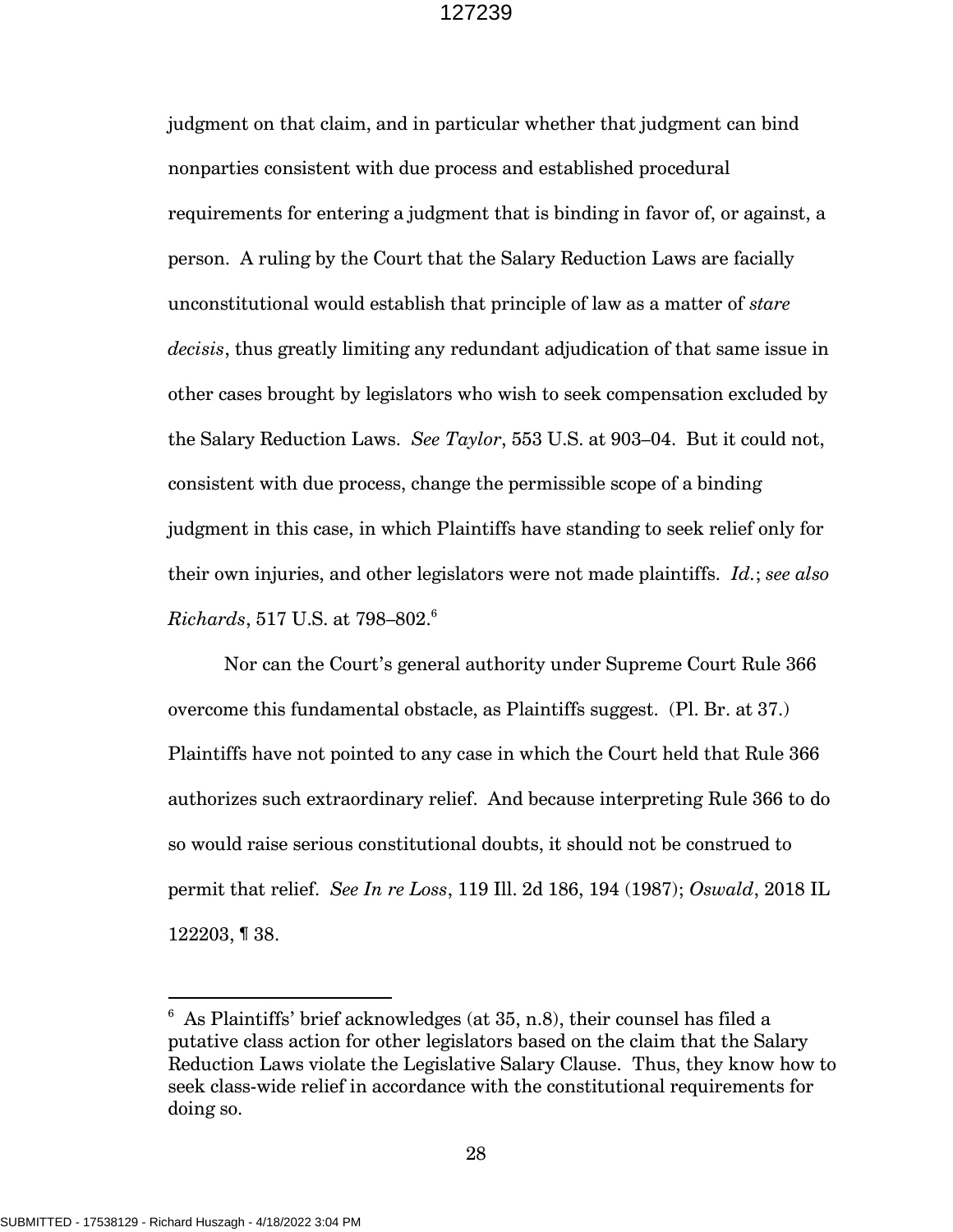judgment on that claim, and in particular whether that judgment can bind nonparties consistent with due process and established procedural requirements for entering a judgment that is binding in favor of, or against, a person. A ruling by the Court that the Salary Reduction Laws are facially unconstitutional would establish that principle of law as a matter of *stare decisis*, thus greatly limiting any redundant adjudication of that same issue in other cases brought by legislators who wish to seek compensation excluded by the Salary Reduction Laws. *See Taylor*, 553 U.S. at 903–04. But it could not, consistent with due process, change the permissible scope of a binding judgment in this case, in which Plaintiffs have standing to seek relief only for their own injuries, and other legislators were not made plaintiffs. *Id.*; *see also Richards*, 517 U.S. at 798–802.[6]

Nor can the Court's general authority under Supreme Court Rule 366 overcome this fundamental obstacle, as Plaintiffs suggest. (Pl. Br. at 37.) Plaintiffs have not pointed to any case in which the Court held that Rule 366 authorizes such extraordinary relief. And because interpreting Rule 366 to do so would raise serious constitutional doubts, it should not be construed to permit that relief. *See In re Loss*, 119 Ill. 2d 186, 194 (1987); *Oswald*, 2018 IL 122203, ¶ 38.

---

[6] As Plaintiffs' brief acknowledges (at 35, n.8), their counsel has filed a putative class action for other legislators based on the claim that the Salary Reduction Laws violate the Legislative Salary Clause. Thus, they know how to seek class-wide relief in accordance with the constitutional requirements for doing so.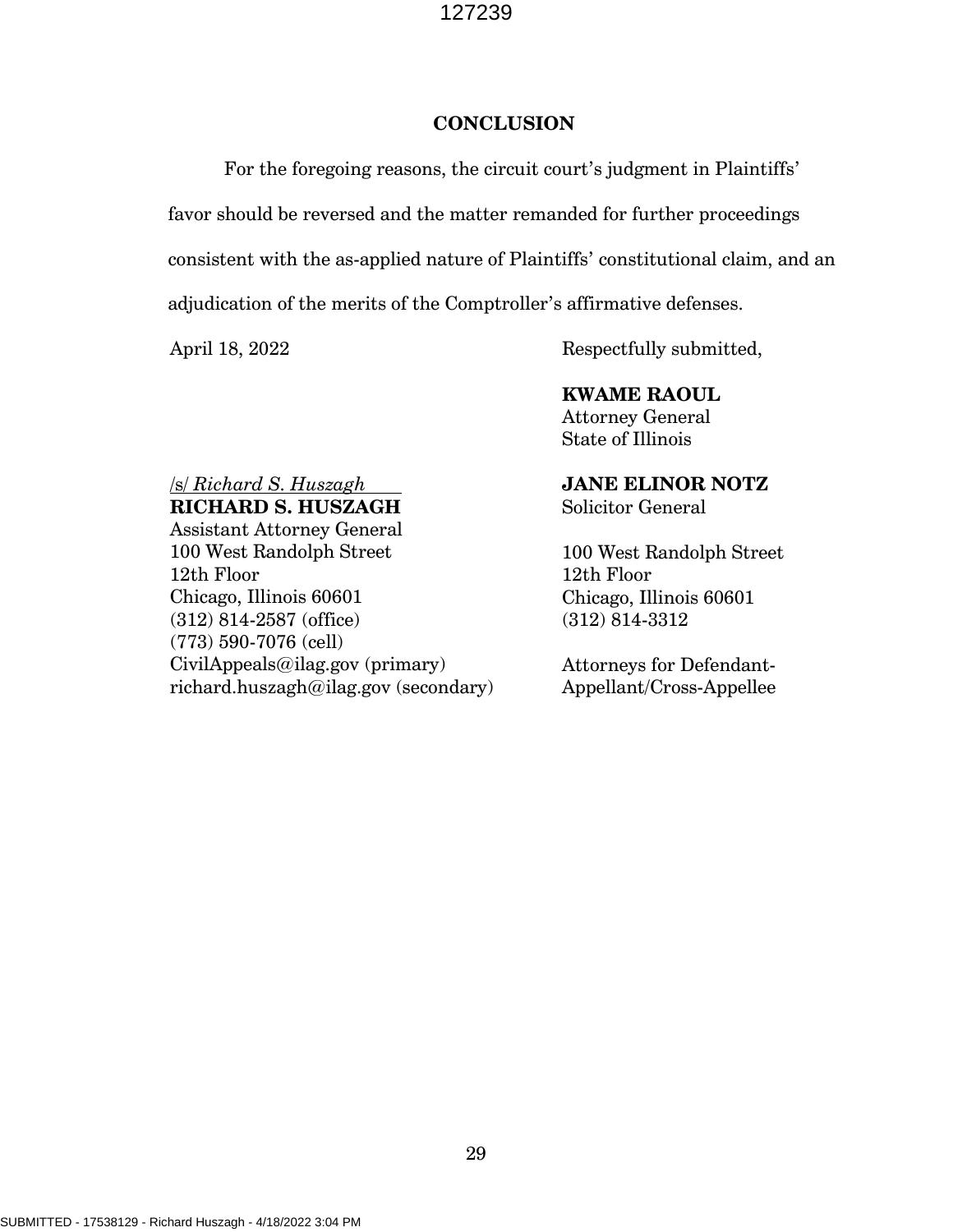## CONCLUSION

For the foregoing reasons, the circuit court's judgment in Plaintiffs' favor should be reversed and the matter remanded for further proceedings consistent with the as-applied nature of Plaintiffs' constitutional claim, and an adjudication of the merits of the Comptroller's affirmative defenses.

April 18, 2022

Respectfully submitted,

**KWAME RAOUL**
Attorney General
State of Illinois

**JANE ELINOR NOTZ**
Solicitor General

100 West Randolph Street
12th Floor
Chicago, Illinois 60601
(312) 814-3312

Attorneys for Defendant-Appellant/Cross-Appellee

/s/ *Richard S. Huszagh*
**RICHARD S. HUSZAGH**
Assistant Attorney General
100 West Randolph Street
12th Floor
Chicago, Illinois 60601
(312) 814-2587 (office)
(773) 590-7076 (cell)
CivilAppeals@ilag.gov (primary)
richard.huszagh@ilag.gov (secondary)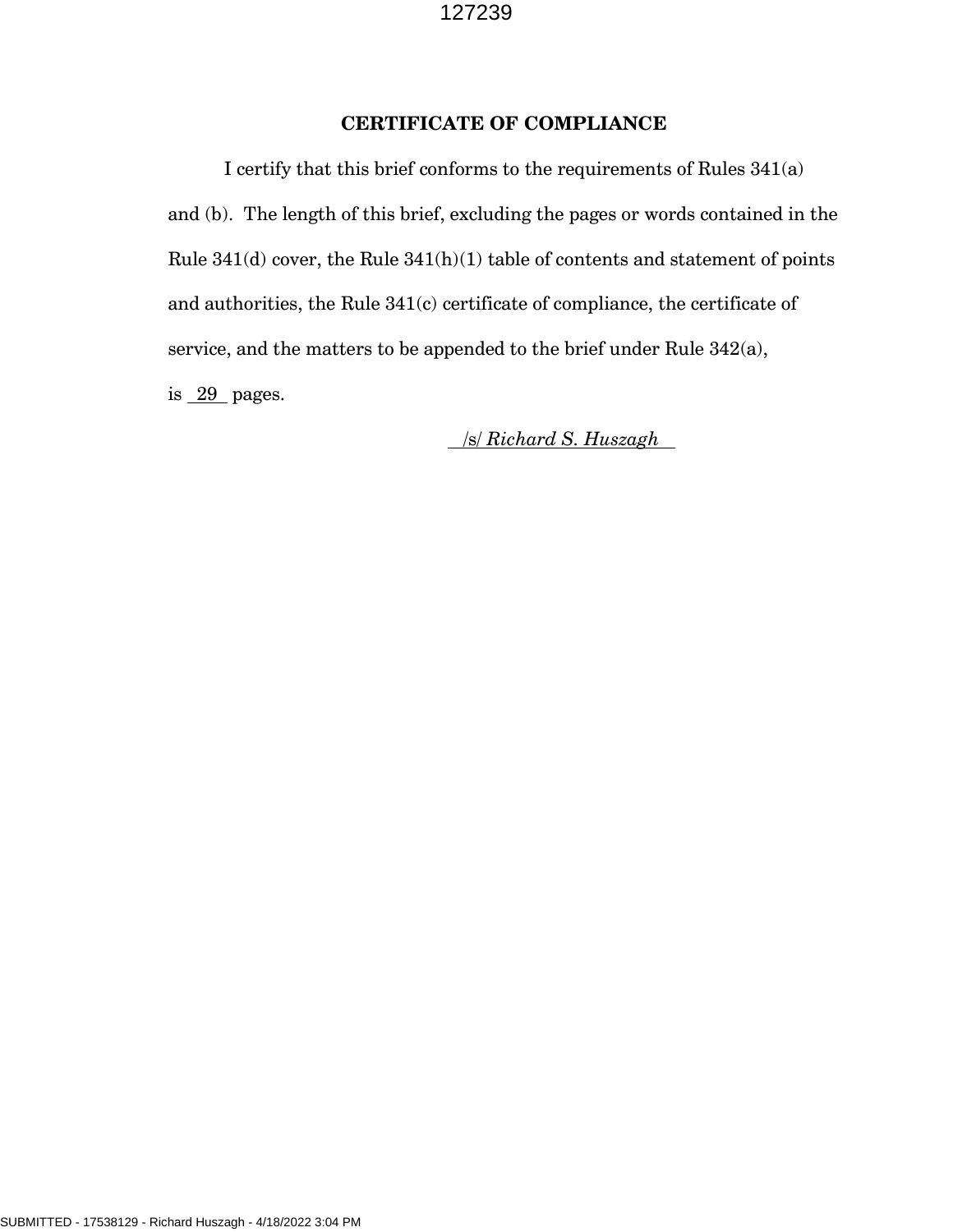## CERTIFICATE OF COMPLIANCE

I certify that this brief conforms to the requirements of Rules 341(a) and (b). The length of this brief, excluding the pages or words contained in the Rule 341(d) cover, the Rule 341(h)(1) table of contents and statement of points and authorities, the Rule 341(c) certificate of compliance, the certificate of service, and the matters to be appended to the brief under Rule 342(a), is 29 pages.

/s/ *Richard S. Huszagh*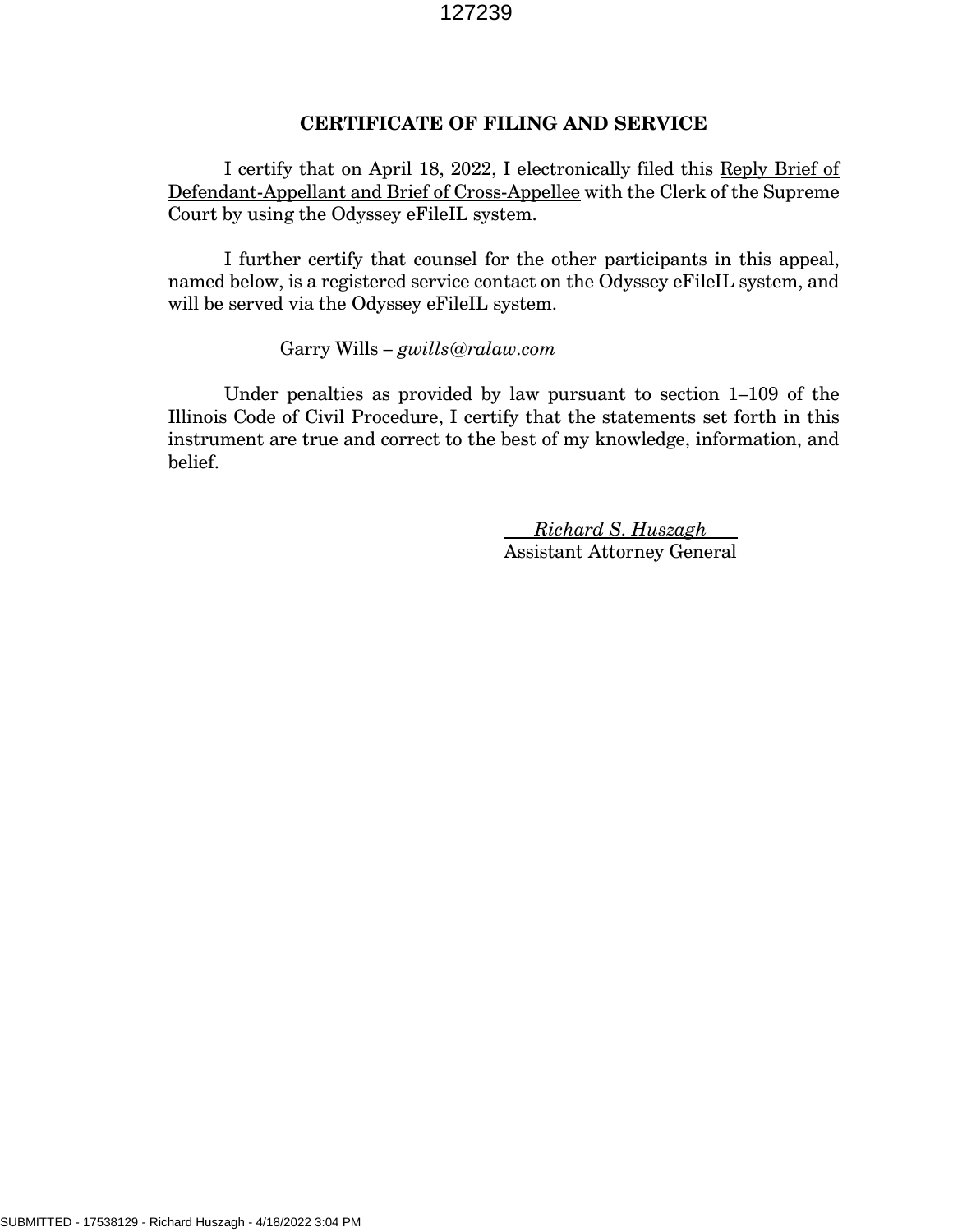## CERTIFICATE OF FILING AND SERVICE

I certify that on April 18, 2022, I electronically filed this Reply Brief of Defendant-Appellant and Brief of Cross-Appellee with the Clerk of the Supreme Court by using the Odyssey eFileIL system.

I further certify that counsel for the other participants in this appeal, named below, is a registered service contact on the Odyssey eFileIL system, and will be served via the Odyssey eFileIL system.

Garry Wills – *gwills@ralaw.com*

Under penalties as provided by law pursuant to section 1–109 of the Illinois Code of Civil Procedure, I certify that the statements set forth in this instrument are true and correct to the best of my knowledge, information, and belief.

*Richard S. Huszagh*
Assistant Attorney General